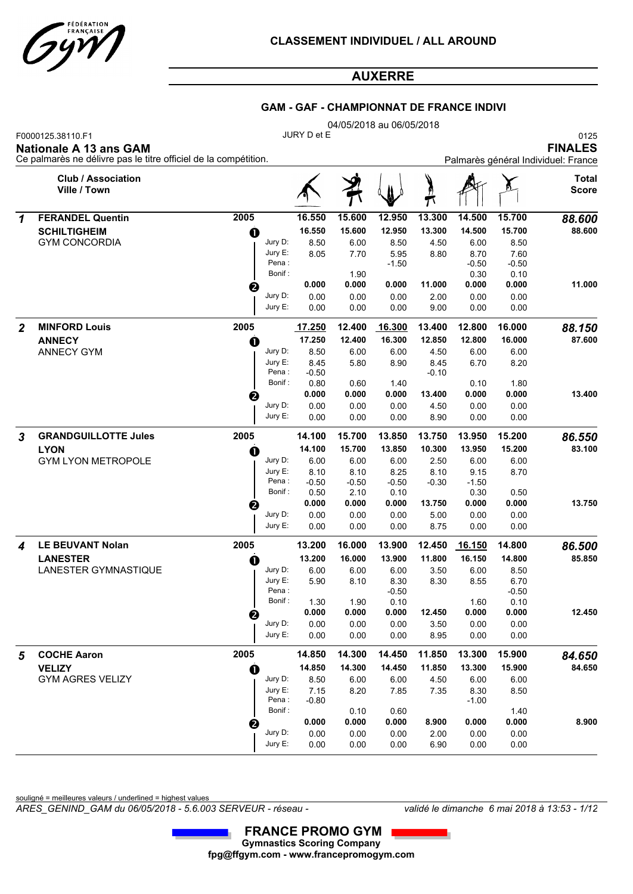# CLASSEMENT INDIVIDUEL / ALL AROUND

## AUXERRE

### GAM - GAF - CHAMPIONNAT DE FRANCE INDIVI

04/05/2018 au 06/05/2018

F0000125.38110.F1 JURY D et E 0125

**Nationale A 13 ans GAM** **FINALES**

Ce palmarès ne délivre pas le titre officiel de la compétition. Palmarès général Individuel: France

| | Club / Association Ville / Town | | | Sol | Arçons | Anneaux | Saut | Parallèles | Fixe | Total Score |
|---|---|---|---|---|---|---|---|---|---|---|
| *1* | **FERANDEL Quentin** | **2005** | | **16.550** | **15.600** | **12.950** | **13.300** | **14.500** | **15.700** | ***88.600*** |
| | **SCHILTIGHEIM** | ❶ | | **16.550** | **15.600** | **12.950** | **13.300** | **14.500** | **15.700** | **88.600** |
| | GYM CONCORDIA | | Jury D: | 8.50 | 6.00 | 8.50 | 4.50 | 6.00 | 8.50 | |
| | | | Jury E: | 8.05 | 7.70 | 5.95 | 8.80 | 8.70 | 7.60 | |
| | | | Pena : | | | -1.50 | | -0.50 | -0.50 | |
| | | | Bonif : | | 1.90 | | | 0.30 | 0.10 | |
| | | ❷ | | **0.000** | **0.000** | **0.000** | **11.000** | **0.000** | **0.000** | **11.000** |
| | | | Jury D: | 0.00 | 0.00 | 0.00 | 2.00 | 0.00 | 0.00 | |
| | | | Jury E: | 0.00 | 0.00 | 0.00 | 9.00 | 0.00 | 0.00 | |
| *2* | **MINFORD Louis** | **2005** | | **<u>17.250</u>** | **12.400** | **<u>16.300</u>** | **13.400** | **12.800** | **16.000** | ***88.150*** |
| | **ANNECY** | ❶ | | **17.250** | **12.400** | **16.300** | **12.850** | **12.800** | **16.000** | **87.600** |
| | ANNECY GYM | | Jury D: | 8.50 | 6.00 | 6.00 | 4.50 | 6.00 | 6.00 | |
| | | | Jury E: | 8.45 | 5.80 | 8.90 | 8.45 | 6.70 | 8.20 | |
| | | | Pena : | -0.50 | | | -0.10 | | | |
| | | | Bonif : | 0.80 | 0.60 | 1.40 | | 0.10 | 1.80 | |
| | | ❷ | | **0.000** | **0.000** | **0.000** | **13.400** | **0.000** | **0.000** | **13.400** |
| | | | Jury D: | 0.00 | 0.00 | 0.00 | 4.50 | 0.00 | 0.00 | |
| | | | Jury E: | 0.00 | 0.00 | 0.00 | 8.90 | 0.00 | 0.00 | |
| *3* | **GRANDGUILLOTTE Jules** | **2005** | | **14.100** | **15.700** | **13.850** | **13.750** | **13.950** | **15.200** | ***86.550*** |
| | **LYON** | ❶ | | **14.100** | **15.700** | **13.850** | **10.300** | **13.950** | **15.200** | **83.100** |
| | GYM LYON METROPOLE | | Jury D: | 6.00 | 6.00 | 6.00 | 2.50 | 6.00 | 6.00 | |
| | | | Jury E: | 8.10 | 8.10 | 8.25 | 8.10 | 9.15 | 8.70 | |
| | | | Pena : | -0.50 | -0.50 | -0.50 | -0.30 | -1.50 | | |
| | | | Bonif : | 0.50 | 2.10 | 0.10 | | 0.30 | 0.50 | |
| | | ❷ | | **0.000** | **0.000** | **0.000** | **13.750** | **0.000** | **0.000** | **13.750** |
| | | | Jury D: | 0.00 | 0.00 | 0.00 | 5.00 | 0.00 | 0.00 | |
| | | | Jury E: | 0.00 | 0.00 | 0.00 | 8.75 | 0.00 | 0.00 | |
| *4* | **LE BEUVANT Nolan** | **2005** | | **13.200** | **16.000** | **13.900** | **12.450** | **<u>16.150</u>** | **14.800** | ***86.500*** |
| | **LANESTER** | ❶ | | **13.200** | **16.000** | **13.900** | **11.800** | **16.150** | **14.800** | **85.850** |
| | LANESTER GYMNASTIQUE | | Jury D: | 6.00 | 6.00 | 6.00 | 3.50 | 6.00 | 8.50 | |
| | | | Jury E: | 5.90 | 8.10 | 8.30 | 8.30 | 8.55 | 6.70 | |
| | | | Pena : | | | -0.50 | | | -0.50 | |
| | | | Bonif : | 1.30 | 1.90 | 0.10 | | 1.60 | 0.10 | |
| | | ❷ | | **0.000** | **0.000** | **0.000** | **12.450** | **0.000** | **0.000** | **12.450** |
| | | | Jury D: | 0.00 | 0.00 | 0.00 | 3.50 | 0.00 | 0.00 | |
| | | | Jury E: | 0.00 | 0.00 | 0.00 | 8.95 | 0.00 | 0.00 | |
| *5* | **COCHE Aaron** | **2005** | | **14.850** | **14.300** | **14.450** | **11.850** | **13.300** | **15.900** | ***84.650*** |
| | **VELIZY** | ❶ | | **14.850** | **14.300** | **14.450** | **11.850** | **13.300** | **15.900** | **84.650** |
| | GYM AGRES VELIZY | | Jury D: | 8.50 | 6.00 | 6.00 | 4.50 | 6.00 | 6.00 | |
| | | | Jury E: | 7.15 | 8.20 | 7.85 | 7.35 | 8.30 | 8.50 | |
| | | | Pena : | -0.80 | | | | -1.00 | | |
| | | | Bonif : | | 0.10 | 0.60 | | | 1.40 | |
| | | ❷ | | **0.000** | **0.000** | **0.000** | **8.900** | **0.000** | **0.000** | **8.900** |
| | | | Jury D: | 0.00 | 0.00 | 0.00 | 2.00 | 0.00 | 0.00 | |
| | | | Jury E: | 0.00 | 0.00 | 0.00 | 6.90 | 0.00 | 0.00 | |

souligné = meilleures valeurs / underlined = highest values

*ARES_GENIND_GAM du 06/05/2018 - 5.6.003 SERVEUR - réseau -* *validé le dimanche 6 mai 2018 à 13:53*

**FRANCE PROMO GYM**
**Gymnastics Scoring Company**
**fpg@ffgym.com - www.francepromogym.com**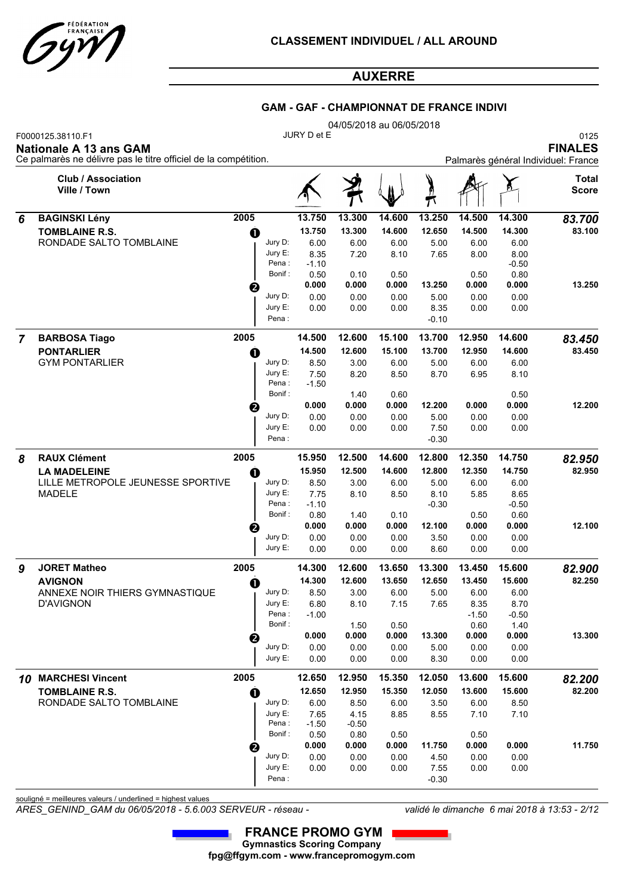# CLASSEMENT INDIVIDUEL / ALL AROUND

## AUXERRE

### GAM - GAF - CHAMPIONNAT DE FRANCE INDIVI

04/05/2018 au 06/05/2018

F0000125.38110.F1 | JURY D et E | 0125

**Nationale A 13 ans GAM** | **FINALES**

Ce palmarès ne délivre pas le titre officiel de la compétition. | Palmarès général Individuel: France

| Rg | Club / Association / Ville / Town | Année | | | Sol | Arçons | Anneaux | Saut | Parallèles | Fixe | Total Score |
|---|---|---|---|---|---|---|---|---|---|---|---|
| 6 | **BAGINSKI Lény** | 2005 | | | 13.750 | 13.300 | 14.600 | 13.250 | 14.500 | 14.300 | ***83.700*** |
| | **TOMBLAINE R.S.** | | 1 | | 13.750 | 13.300 | 14.600 | 12.650 | 14.500 | 14.300 | 83.100 |
| | RONDADE SALTO TOMBLAINE | | | Jury D: | 6.00 | 6.00 | 6.00 | 5.00 | 6.00 | 6.00 | |
| | | | | Jury E: | 8.35 | 7.20 | 8.10 | 7.65 | 8.00 | 8.00 | |
| | | | | Pena : | -1.10 | | | | | -0.50 | |
| | | | | Bonif : | 0.50 | 0.10 | 0.50 | | 0.50 | 0.80 | |
| | | | 2 | | 0.000 | 0.000 | 0.000 | 13.250 | 0.000 | 0.000 | 13.250 |
| | | | | Jury D: | 0.00 | 0.00 | 0.00 | 5.00 | 0.00 | 0.00 | |
| | | | | Jury E: | 0.00 | 0.00 | 0.00 | 8.35 | 0.00 | 0.00 | |
| | | | | Pena : | | | | -0.10 | | | |
| 7 | **BARBOSA Tiago** | 2005 | | | 14.500 | 12.600 | 15.100 | 13.700 | 12.950 | 14.600 | ***83.450*** |
| | **PONTARLIER** | | 1 | | 14.500 | 12.600 | 15.100 | 13.700 | 12.950 | 14.600 | 83.450 |
| | GYM PONTARLIER | | | Jury D: | 8.50 | 3.00 | 6.00 | 5.00 | 6.00 | 6.00 | |
| | | | | Jury E: | 7.50 | 8.20 | 8.50 | 8.70 | 6.95 | 8.10 | |
| | | | | Pena : | -1.50 | | | | | | |
| | | | | Bonif : | | 1.40 | 0.60 | | | 0.50 | |
| | | | 2 | | 0.000 | 0.000 | 0.000 | 12.200 | 0.000 | 0.000 | 12.200 |
| | | | | Jury D: | 0.00 | 0.00 | 0.00 | 5.00 | 0.00 | 0.00 | |
| | | | | Jury E: | 0.00 | 0.00 | 0.00 | 7.50 | 0.00 | 0.00 | |
| | | | | Pena : | | | | -0.30 | | | |
| 8 | **RAUX Clément** | 2005 | | | 15.950 | 12.500 | 14.600 | 12.800 | 12.350 | 14.750 | ***82.950*** |
| | **LA MADELEINE** | | 1 | | 15.950 | 12.500 | 14.600 | 12.800 | 12.350 | 14.750 | 82.950 |
| | LILLE METROPOLE JEUNESSE SPORTIVE MADELE | | | Jury D: | 8.50 | 3.00 | 6.00 | 5.00 | 6.00 | 6.00 | |
| | | | | Jury E: | 7.75 | 8.10 | 8.50 | 8.10 | 5.85 | 8.65 | |
| | | | | Pena : | -1.10 | | | -0.30 | | -0.50 | |
| | | | | Bonif : | 0.80 | 1.40 | 0.10 | | 0.50 | 0.60 | |
| | | | 2 | | 0.000 | 0.000 | 0.000 | 12.100 | 0.000 | 0.000 | 12.100 |
| | | | | Jury D: | 0.00 | 0.00 | 0.00 | 3.50 | 0.00 | 0.00 | |
| | | | | Jury E: | 0.00 | 0.00 | 0.00 | 8.60 | 0.00 | 0.00 | |
| 9 | **JORET Matheo** | 2005 | | | 14.300 | 12.600 | 13.650 | 13.300 | 13.450 | 15.600 | ***82.900*** |
| | **AVIGNON** | | 1 | | 14.300 | 12.600 | 13.650 | 12.650 | 13.450 | 15.600 | 82.250 |
| | ANNEXE NOIR THIERS GYMNASTIQUE D'AVIGNON | | | Jury D: | 8.50 | 3.00 | 6.00 | 5.00 | 6.00 | 6.00 | |
| | | | | Jury E: | 6.80 | 8.10 | 7.15 | 7.65 | 8.35 | 8.70 | |
| | | | | Pena : | -1.00 | | | | -1.50 | -0.50 | |
| | | | | Bonif : | | 1.50 | 0.50 | | 0.60 | 1.40 | |
| | | | 2 | | 0.000 | 0.000 | 0.000 | 13.300 | 0.000 | 0.000 | 13.300 |
| | | | | Jury D: | 0.00 | 0.00 | 0.00 | 5.00 | 0.00 | 0.00 | |
| | | | | Jury E: | 0.00 | 0.00 | 0.00 | 8.30 | 0.00 | 0.00 | |
| 10 | **MARCHESI Vincent** | 2005 | | | 12.650 | 12.950 | 15.350 | 12.050 | 13.600 | 15.600 | ***82.200*** |
| | **TOMBLAINE R.S.** | | 1 | | 12.650 | 12.950 | 15.350 | 12.050 | 13.600 | 15.600 | 82.200 |
| | RONDADE SALTO TOMBLAINE | | | Jury D: | 6.00 | 8.50 | 6.00 | 3.50 | 6.00 | 8.50 | |
| | | | | Jury E: | 7.65 | 4.15 | 8.85 | 8.55 | 7.10 | 7.10 | |
| | | | | Pena : | -1.50 | -0.50 | | | | | |
| | | | | Bonif : | 0.50 | 0.80 | 0.50 | | 0.50 | | |
| | | | 2 | | 0.000 | 0.000 | 0.000 | 11.750 | 0.000 | 0.000 | 11.750 |
| | | | | Jury D: | 0.00 | 0.00 | 0.00 | 4.50 | 0.00 | 0.00 | |
| | | | | Jury E: | 0.00 | 0.00 | 0.00 | 7.55 | 0.00 | 0.00 | |
| | | | | Pena : | | | | -0.30 | | | |

souligné = meilleures valeurs / underlined = highest values

*ARES_GENIND_GAM du 06/05/2018 - 5.6.003 SERVEUR - réseau -* | *validé le dimanche 6 mai 2018 à 13:53*

**FRANCE PROMO GYM**
**Gymnastics Scoring Company**
**fpg@ffgym.com - www.francepromogym.com**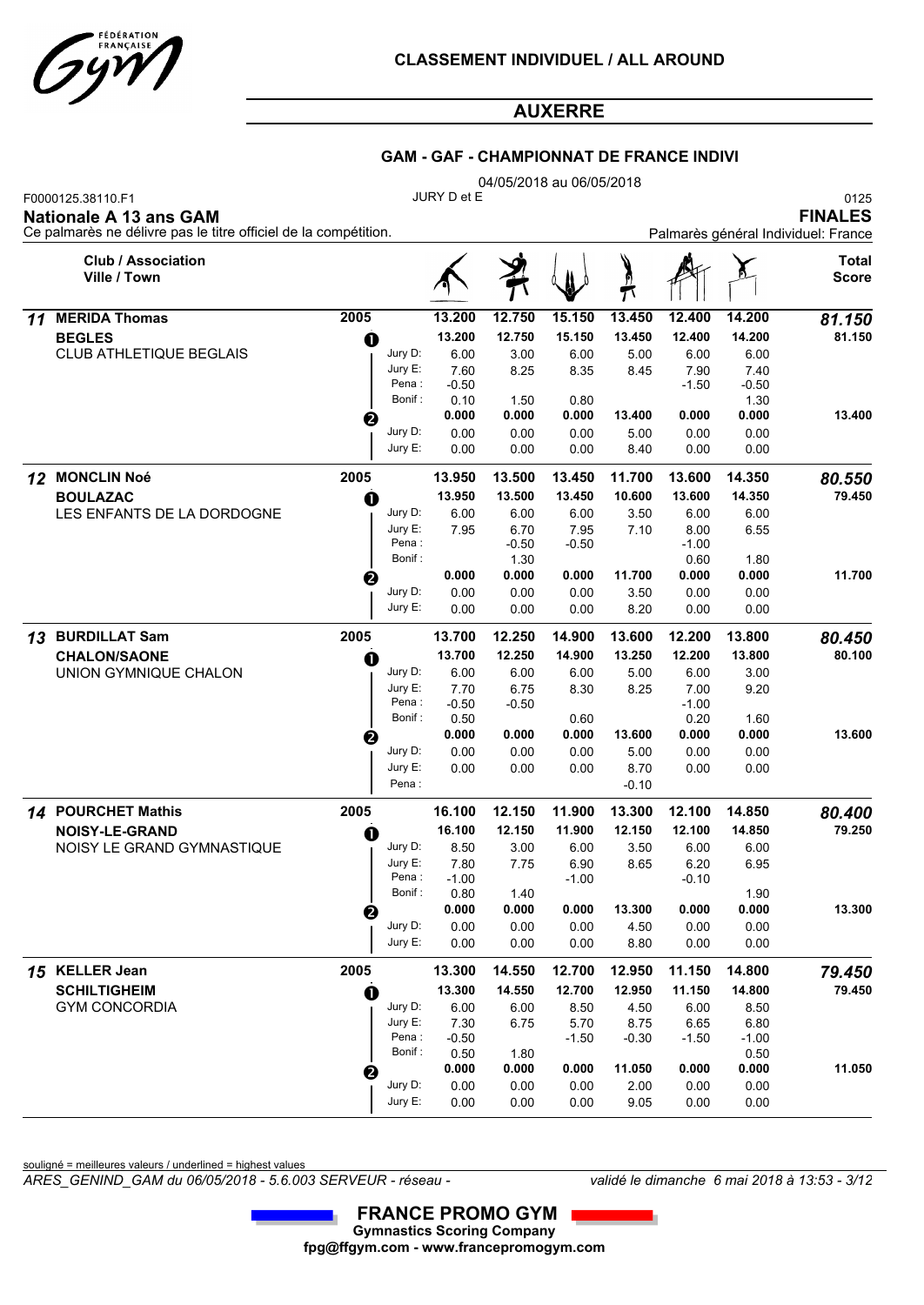## CLASSEMENT INDIVIDUEL / ALL AROUND

## AUXERRE

### GAM - GAF - CHAMPIONNAT DE FRANCE INDIVI

04/05/2018 au 06/05/2018

F0000125.38110.F1 — JURY D et E — 0125

**Nationale A 13 ans GAM** — **FINALES**

Ce palmarès ne délivre pas le titre officiel de la compétition. — Palmarès général Individuel: France

| Rang | Club / Association<br>Ville / Town | Année | | | Sol | Arçons | Anneaux | Saut | Parallèles | Fixe | Total Score |
|---|---|---|---|---|---|---|---|---|---|---|---|
| 11 | **MERIDA Thomas** | 2005 | | | 13.200 | 12.750 | 15.150 | 13.450 | 12.400 | 14.200 | *81.150* |
| | **BEGLES** | | ❶ | | 13.200 | 12.750 | 15.150 | 13.450 | 12.400 | 14.200 | 81.150 |
| | CLUB ATHLETIQUE BEGLAIS | | | Jury D: | 6.00 | 3.00 | 6.00 | 5.00 | 6.00 | 6.00 | |
| | | | | Jury E: | 7.60 | 8.25 | 8.35 | 8.45 | 7.90 | 7.40 | |
| | | | | Pena : | -0.50 | | | | -1.50 | -0.50 | |
| | | | | Bonif : | 0.10 | 1.50 | 0.80 | | | 1.30 | |
| | | | ❷ | | 0.000 | 0.000 | 0.000 | 13.400 | 0.000 | 0.000 | 13.400 |
| | | | | Jury D: | 0.00 | 0.00 | 0.00 | 5.00 | 0.00 | 0.00 | |
| | | | | Jury E: | 0.00 | 0.00 | 0.00 | 8.40 | 0.00 | 0.00 | |
| 12 | **MONCLIN Noé** | 2005 | | | 13.950 | 13.500 | 13.450 | 11.700 | 13.600 | 14.350 | *80.550* |
| | **BOULAZAC** | | ❶ | | 13.950 | 13.500 | 13.450 | 10.600 | 13.600 | 14.350 | 79.450 |
| | LES ENFANTS DE LA DORDOGNE | | | Jury D: | 6.00 | 6.00 | 6.00 | 3.50 | 6.00 | 6.00 | |
| | | | | Jury E: | 7.95 | 6.70 | 7.95 | 7.10 | 8.00 | 6.55 | |
| | | | | Pena : | | -0.50 | -0.50 | | -1.00 | | |
| | | | | Bonif : | | 1.30 | | | 0.60 | 1.80 | |
| | | | ❷ | | 0.000 | 0.000 | 0.000 | 11.700 | 0.000 | 0.000 | 11.700 |
| | | | | Jury D: | 0.00 | 0.00 | 0.00 | 3.50 | 0.00 | 0.00 | |
| | | | | Jury E: | 0.00 | 0.00 | 0.00 | 8.20 | 0.00 | 0.00 | |
| 13 | **BURDILLAT Sam** | 2005 | | | 13.700 | 12.250 | 14.900 | 13.600 | 12.200 | 13.800 | *80.450* |
| | **CHALON/SAONE** | | ❶ | | 13.700 | 12.250 | 14.900 | 13.250 | 12.200 | 13.800 | 80.100 |
| | UNION GYMNIQUE CHALON | | | Jury D: | 6.00 | 6.00 | 6.00 | 5.00 | 6.00 | 3.00 | |
| | | | | Jury E: | 7.70 | 6.75 | 8.30 | 8.25 | 7.00 | 9.20 | |
| | | | | Pena : | -0.50 | -0.50 | | | -1.00 | | |
| | | | | Bonif : | 0.50 | | 0.60 | | 0.20 | 1.60 | |
| | | | ❷ | | 0.000 | 0.000 | 0.000 | 13.600 | 0.000 | 0.000 | 13.600 |
| | | | | Jury D: | 0.00 | 0.00 | 0.00 | 5.00 | 0.00 | 0.00 | |
| | | | | Jury E: | 0.00 | 0.00 | 0.00 | 8.70 | 0.00 | 0.00 | |
| | | | | Pena : | | | | -0.10 | | | |
| 14 | **POURCHET Mathis** | 2005 | | | 16.100 | 12.150 | 11.900 | 13.300 | 12.100 | 14.850 | *80.400* |
| | **NOISY-LE-GRAND** | | ❶ | | 16.100 | 12.150 | 11.900 | 12.150 | 12.100 | 14.850 | 79.250 |
| | NOISY LE GRAND GYMNASTIQUE | | | Jury D: | 8.50 | 3.00 | 6.00 | 3.50 | 6.00 | 6.00 | |
| | | | | Jury E: | 7.80 | 7.75 | 6.90 | 8.65 | 6.20 | 6.95 | |
| | | | | Pena : | -1.00 | | -1.00 | | -0.10 | | |
| | | | | Bonif : | 0.80 | 1.40 | | | | 1.90 | |
| | | | ❷ | | 0.000 | 0.000 | 0.000 | 13.300 | 0.000 | 0.000 | 13.300 |
| | | | | Jury D: | 0.00 | 0.00 | 0.00 | 4.50 | 0.00 | 0.00 | |
| | | | | Jury E: | 0.00 | 0.00 | 0.00 | 8.80 | 0.00 | 0.00 | |
| 15 | **KELLER Jean** | 2005 | | | 13.300 | 14.550 | 12.700 | 12.950 | 11.150 | 14.800 | *79.450* |
| | **SCHILTIGHEIM** | | ❶ | | 13.300 | 14.550 | 12.700 | 12.950 | 11.150 | 14.800 | 79.450 |
| | GYM CONCORDIA | | | Jury D: | 6.00 | 6.00 | 8.50 | 4.50 | 6.00 | 8.50 | |
| | | | | Jury E: | 7.30 | 6.75 | 5.70 | 8.75 | 6.65 | 6.80 | |
| | | | | Pena : | -0.50 | | -1.50 | -0.30 | -1.50 | -1.00 | |
| | | | | Bonif : | 0.50 | 1.80 | | | | 0.50 | |
| | | | ❷ | | 0.000 | 0.000 | 0.000 | 11.050 | 0.000 | 0.000 | 11.050 |
| | | | | Jury D: | 0.00 | 0.00 | 0.00 | 2.00 | 0.00 | 0.00 | |
| | | | | Jury E: | 0.00 | 0.00 | 0.00 | 9.05 | 0.00 | 0.00 | |

souligné = meilleures valeurs / underlined = highest values

*ARES_GENIND_GAM du 06/05/2018 - 5.6.003 SERVEUR - réseau -* — *validé le dimanche 6 mai 2018 à 13:53*

**FRANCE PROMO GYM**
**Gymnastics Scoring Company**
**fpg@ffgym.com - www.francepromogym.com**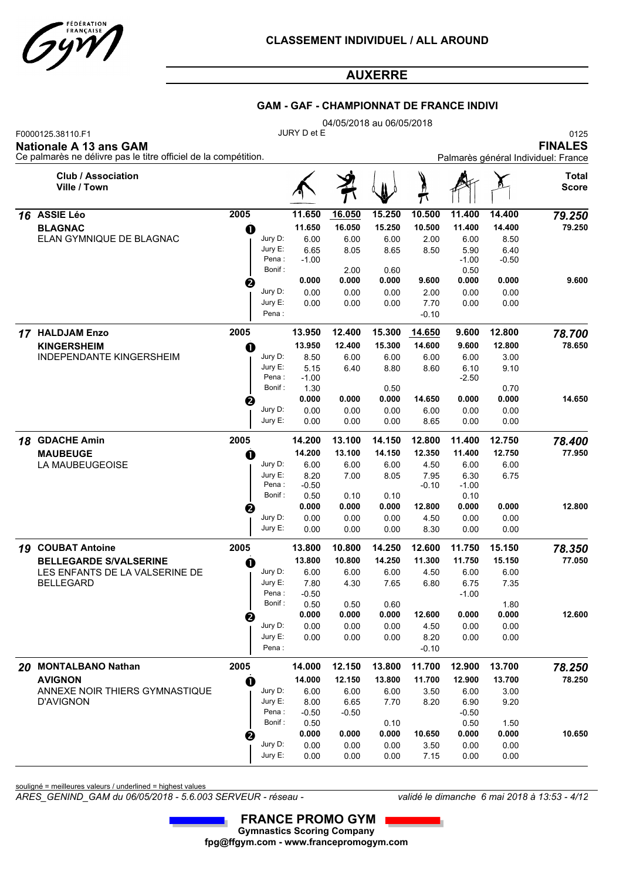# CLASSEMENT INDIVIDUEL / ALL AROUND

## AUXERRE

### GAM - GAF - CHAMPIONNAT DE FRANCE INDIVI

04/05/2018 au 06/05/2018

F0000125.38110.F1 — JURY D et E — 0125

**Nationale A 13 ans GAM** — **FINALES**

Ce palmarès ne délivre pas le titre officiel de la compétition. — Palmarès général Individuel: France

| Rang | Club / Association Ville / Town | Année | Passage | | Sol | Arçons | Anneaux | Saut | Parallèles | Fixe | Total Score |
|---|---|---|---|---|---|---|---|---|---|---|---|
| 16 | **ASSIE Léo** | 2005 | | | 11.650 | <u>16.050</u> | 15.250 | 10.500 | 11.400 | 14.400 | *79.250* |
| | **BLAGNAC** | | 1 | | 11.650 | 16.050 | 15.250 | 10.500 | 11.400 | 14.400 | 79.250 |
| | ELAN GYMNIQUE DE BLAGNAC | | | Jury D: | 6.00 | 6.00 | 6.00 | 2.00 | 6.00 | 8.50 | |
| | | | | Jury E: | 6.65 | 8.05 | 8.65 | 8.50 | 5.90 | 6.40 | |
| | | | | Pena : | -1.00 | | | | -1.00 | -0.50 | |
| | | | | Bonif : | | 2.00 | 0.60 | | 0.50 | | |
| | | | 2 | | 0.000 | 0.000 | 0.000 | 9.600 | 0.000 | 0.000 | 9.600 |
| | | | | Jury D: | 0.00 | 0.00 | 0.00 | 2.00 | 0.00 | 0.00 | |
| | | | | Jury E: | 0.00 | 0.00 | 0.00 | 7.70 | 0.00 | 0.00 | |
| | | | | Pena : | | | | -0.10 | | | |
| 17 | **HALDJAM Enzo** | 2005 | | | 13.950 | 12.400 | 15.300 | <u>14.650</u> | 9.600 | 12.800 | *78.700* |
| | **KINGERSHEIM** | | 1 | | 13.950 | 12.400 | 15.300 | 14.600 | 9.600 | 12.800 | 78.650 |
| | INDEPENDANTE KINGERSHEIM | | | Jury D: | 8.50 | 6.00 | 6.00 | 6.00 | 6.00 | 3.00 | |
| | | | | Jury E: | 5.15 | 6.40 | 8.80 | 8.60 | 6.10 | 9.10 | |
| | | | | Pena : | -1.00 | | | | -2.50 | | |
| | | | | Bonif : | 1.30 | | 0.50 | | | 0.70 | |
| | | | 2 | | 0.000 | 0.000 | 0.000 | 14.650 | 0.000 | 0.000 | 14.650 |
| | | | | Jury D: | 0.00 | 0.00 | 0.00 | 6.00 | 0.00 | 0.00 | |
| | | | | Jury E: | 0.00 | 0.00 | 0.00 | 8.65 | 0.00 | 0.00 | |
| 18 | **GDACHE Amin** | 2005 | | | 14.200 | 13.100 | 14.150 | 12.800 | 11.400 | 12.750 | *78.400* |
| | **MAUBEUGE** | | 1 | | 14.200 | 13.100 | 14.150 | 12.350 | 11.400 | 12.750 | 77.950 |
| | LA MAUBEUGEOISE | | | Jury D: | 6.00 | 6.00 | 6.00 | 4.50 | 6.00 | 6.00 | |
| | | | | Jury E: | 8.20 | 7.00 | 8.05 | 7.95 | 6.30 | 6.75 | |
| | | | | Pena : | -0.50 | | | -0.10 | -1.00 | | |
| | | | | Bonif : | 0.50 | 0.10 | 0.10 | | 0.10 | | |
| | | | 2 | | 0.000 | 0.000 | 0.000 | 12.800 | 0.000 | 0.000 | 12.800 |
| | | | | Jury D: | 0.00 | 0.00 | 0.00 | 4.50 | 0.00 | 0.00 | |
| | | | | Jury E: | 0.00 | 0.00 | 0.00 | 8.30 | 0.00 | 0.00 | |
| 19 | **COUBAT Antoine** | 2005 | | | 13.800 | 10.800 | 14.250 | 12.600 | 11.750 | 15.150 | *78.350* |
| | **BELLEGARDE S/VALSERINE** | | 1 | | 13.800 | 10.800 | 14.250 | 11.300 | 11.750 | 15.150 | 77.050 |
| | LES ENFANTS DE LA VALSERINE DE BELLEGARD | | | Jury D: | 6.00 | 6.00 | 6.00 | 4.50 | 6.00 | 6.00 | |
| | | | | Jury E: | 7.80 | 4.30 | 7.65 | 6.80 | 6.75 | 7.35 | |
| | | | | Pena : | -0.50 | | | | -1.00 | | |
| | | | | Bonif : | 0.50 | 0.50 | 0.60 | | | 1.80 | |
| | | | 2 | | 0.000 | 0.000 | 0.000 | 12.600 | 0.000 | 0.000 | 12.600 |
| | | | | Jury D: | 0.00 | 0.00 | 0.00 | 4.50 | 0.00 | 0.00 | |
| | | | | Jury E: | 0.00 | 0.00 | 0.00 | 8.20 | 0.00 | 0.00 | |
| | | | | Pena : | | | | -0.10 | | | |
| 20 | **MONTALBANO Nathan** | 2005 | | | 14.000 | 12.150 | 13.800 | 11.700 | 12.900 | 13.700 | *78.250* |
| | **AVIGNON** | | 1 | | 14.000 | 12.150 | 13.800 | 11.700 | 12.900 | 13.700 | 78.250 |
| | ANNEXE NOIR THIERS GYMNASTIQUE D'AVIGNON | | | Jury D: | 6.00 | 6.00 | 6.00 | 3.50 | 6.00 | 3.00 | |
| | | | | Jury E: | 8.00 | 6.65 | 7.70 | 8.20 | 6.90 | 9.20 | |
| | | | | Pena : | -0.50 | -0.50 | | | -0.50 | | |
| | | | | Bonif : | 0.50 | | 0.10 | | 0.50 | 1.50 | |
| | | | 2 | | 0.000 | 0.000 | 0.000 | 10.650 | 0.000 | 0.000 | 10.650 |
| | | | | Jury D: | 0.00 | 0.00 | 0.00 | 3.50 | 0.00 | 0.00 | |
| | | | | Jury E: | 0.00 | 0.00 | 0.00 | 7.15 | 0.00 | 0.00 | |

souligné = meilleures valeurs / underlined = highest values

*ARES_GENIND_GAM du 06/05/2018 - 5.6.003 SERVEUR - réseau -* *validé le dimanche 6 mai 2018 à 13:53*

**FRANCE PROMO GYM**
**Gymnastics Scoring Company**
**fpg@ffgym.com - www.francepromogym.com**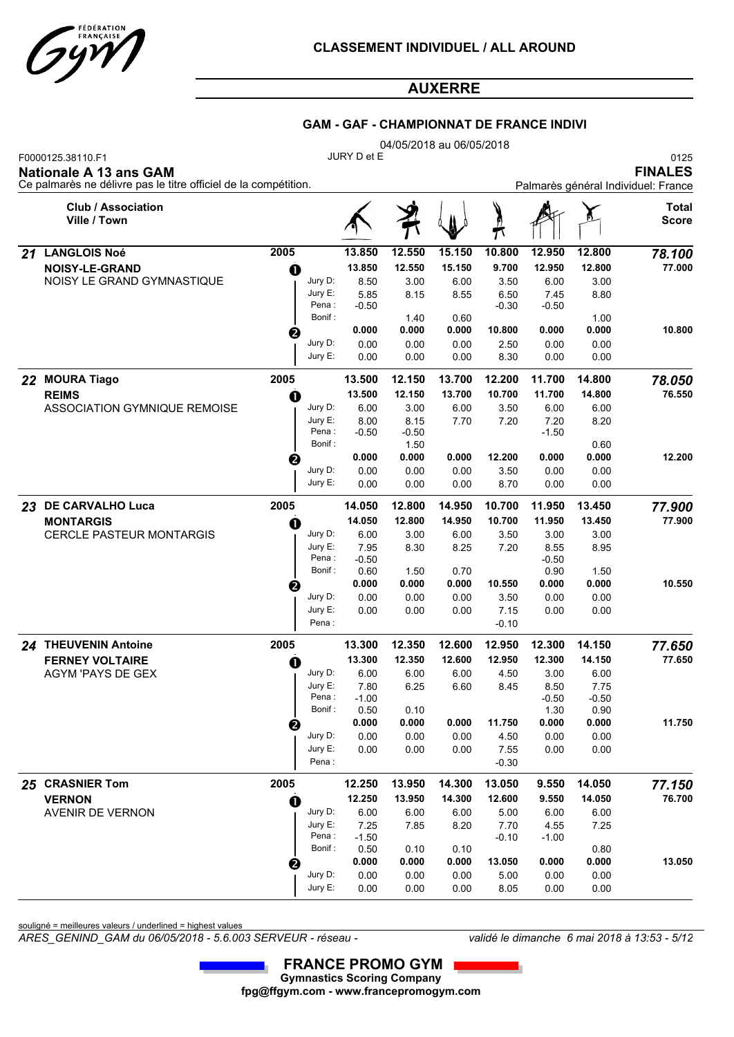# CLASSEMENT INDIVIDUEL / ALL AROUND

## AUXERRE

### GAM - GAF - CHAMPIONNAT DE FRANCE INDIVI

04/05/2018 au 06/05/2018

F0000125.38110.F1 — JURY D et E — 0125

**Nationale A 13 ans GAM** — **FINALES**

Ce palmarès ne délivre pas le titre officiel de la compétition. — Palmarès général Individuel: France

| | Club / Association<br>Ville / Town | | | Sol | Arçons | Anneaux | Saut | Parallèles | Fixe | Total Score |
|---|---|---|---|---|---|---|---|---|---|---|
| 21 | **LANGLOIS Noé** | 2005 | | **13.850** | **12.550** | **15.150** | **10.800** | **12.950** | **12.800** | ***78.100*** |
| | **NOISY-LE-GRAND** | 1 | | **13.850** | **12.550** | **15.150** | **9.700** | **12.950** | **12.800** | **77.000** |
| | NOISY LE GRAND GYMNASTIQUE | | Jury D: | 8.50 | 3.00 | 6.00 | 3.50 | 6.00 | 3.00 | |
| | | | Jury E: | 5.85 | 8.15 | 8.55 | 6.50 | 7.45 | 8.80 | |
| | | | Pena : | -0.50 | | | -0.30 | -0.50 | | |
| | | | Bonif : | | 1.40 | 0.60 | | | 1.00 | |
| | | 2 | | **0.000** | **0.000** | **0.000** | **10.800** | **0.000** | **0.000** | **10.800** |
| | | | Jury D: | 0.00 | 0.00 | 0.00 | 2.50 | 0.00 | 0.00 | |
| | | | Jury E: | 0.00 | 0.00 | 0.00 | 8.30 | 0.00 | 0.00 | |
| 22 | **MOURA Tiago** | 2005 | | **13.500** | **12.150** | **13.700** | **12.200** | **11.700** | **14.800** | ***78.050*** |
| | **REIMS** | 1 | | **13.500** | **12.150** | **13.700** | **10.700** | **11.700** | **14.800** | **76.550** |
| | ASSOCIATION GYMNIQUE REMOISE | | Jury D: | 6.00 | 3.00 | 6.00 | 3.50 | 6.00 | 6.00 | |
| | | | Jury E: | 8.00 | 8.15 | 7.70 | 7.20 | 7.20 | 8.20 | |
| | | | Pena : | -0.50 | -0.50 | | | -1.50 | | |
| | | | Bonif : | | 1.50 | | | | 0.60 | |
| | | 2 | | **0.000** | **0.000** | **0.000** | **12.200** | **0.000** | **0.000** | **12.200** |
| | | | Jury D: | 0.00 | 0.00 | 0.00 | 3.50 | 0.00 | 0.00 | |
| | | | Jury E: | 0.00 | 0.00 | 0.00 | 8.70 | 0.00 | 0.00 | |
| 23 | **DE CARVALHO Luca** | 2005 | | **14.050** | **12.800** | **14.950** | **10.700** | **11.950** | **13.450** | ***77.900*** |
| | **MONTARGIS** | 1 | | **14.050** | **12.800** | **14.950** | **10.700** | **11.950** | **13.450** | **77.900** |
| | CERCLE PASTEUR MONTARGIS | | Jury D: | 6.00 | 3.00 | 6.00 | 3.50 | 3.00 | 3.00 | |
| | | | Jury E: | 7.95 | 8.30 | 8.25 | 7.20 | 8.55 | 8.95 | |
| | | | Pena : | -0.50 | | | | -0.50 | | |
| | | | Bonif : | 0.60 | 1.50 | 0.70 | | 0.90 | 1.50 | |
| | | 2 | | **0.000** | **0.000** | **0.000** | **10.550** | **0.000** | **0.000** | **10.550** |
| | | | Jury D: | 0.00 | 0.00 | 0.00 | 3.50 | 0.00 | 0.00 | |
| | | | Jury E: | 0.00 | 0.00 | 0.00 | 7.15 | 0.00 | 0.00 | |
| | | | Pena : | | | | -0.10 | | | |
| 24 | **THEUVENIN Antoine** | 2005 | | **13.300** | **12.350** | **12.600** | **12.950** | **12.300** | **14.150** | ***77.650*** |
| | **FERNEY VOLTAIRE** | 1 | | **13.300** | **12.350** | **12.600** | **12.950** | **12.300** | **14.150** | **77.650** |
| | AGYM 'PAYS DE GEX | | Jury D: | 6.00 | 6.00 | 6.00 | 4.50 | 3.00 | 6.00 | |
| | | | Jury E: | 7.80 | 6.25 | 6.60 | 8.45 | 8.50 | 7.75 | |
| | | | Pena : | -1.00 | | | | -0.50 | -0.50 | |
| | | | Bonif : | 0.50 | 0.10 | | | 1.30 | 0.90 | |
| | | 2 | | **0.000** | **0.000** | **0.000** | **11.750** | **0.000** | **0.000** | **11.750** |
| | | | Jury D: | 0.00 | 0.00 | 0.00 | 4.50 | 0.00 | 0.00 | |
| | | | Jury E: | 0.00 | 0.00 | 0.00 | 7.55 | 0.00 | 0.00 | |
| | | | Pena : | | | | -0.30 | | | |
| 25 | **CRASNIER Tom** | 2005 | | **12.250** | **13.950** | **14.300** | **13.050** | **9.550** | **14.050** | ***77.150*** |
| | **VERNON** | 1 | | **12.250** | **13.950** | **14.300** | **12.600** | **9.550** | **14.050** | **76.700** |
| | AVENIR DE VERNON | | Jury D: | 6.00 | 6.00 | 6.00 | 5.00 | 6.00 | 6.00 | |
| | | | Jury E: | 7.25 | 7.85 | 8.20 | 7.70 | 4.55 | 7.25 | |
| | | | Pena : | -1.50 | | | -0.10 | -1.00 | | |
| | | | Bonif : | 0.50 | 0.10 | 0.10 | | | 0.80 | |
| | | 2 | | **0.000** | **0.000** | **0.000** | **13.050** | **0.000** | **0.000** | **13.050** |
| | | | Jury D: | 0.00 | 0.00 | 0.00 | 5.00 | 0.00 | 0.00 | |
| | | | Jury E: | 0.00 | 0.00 | 0.00 | 8.05 | 0.00 | 0.00 | |

souligné = meilleures valeurs / underlined = highest values

*ARES_GENIND_GAM du 06/05/2018 - 5.6.003 SERVEUR - réseau -* — *validé le dimanche 6 mai 2018 à 13:53*

**FRANCE PROMO GYM**
**Gymnastics Scoring Company**
**fpg@ffgym.com - www.francepromogym.com**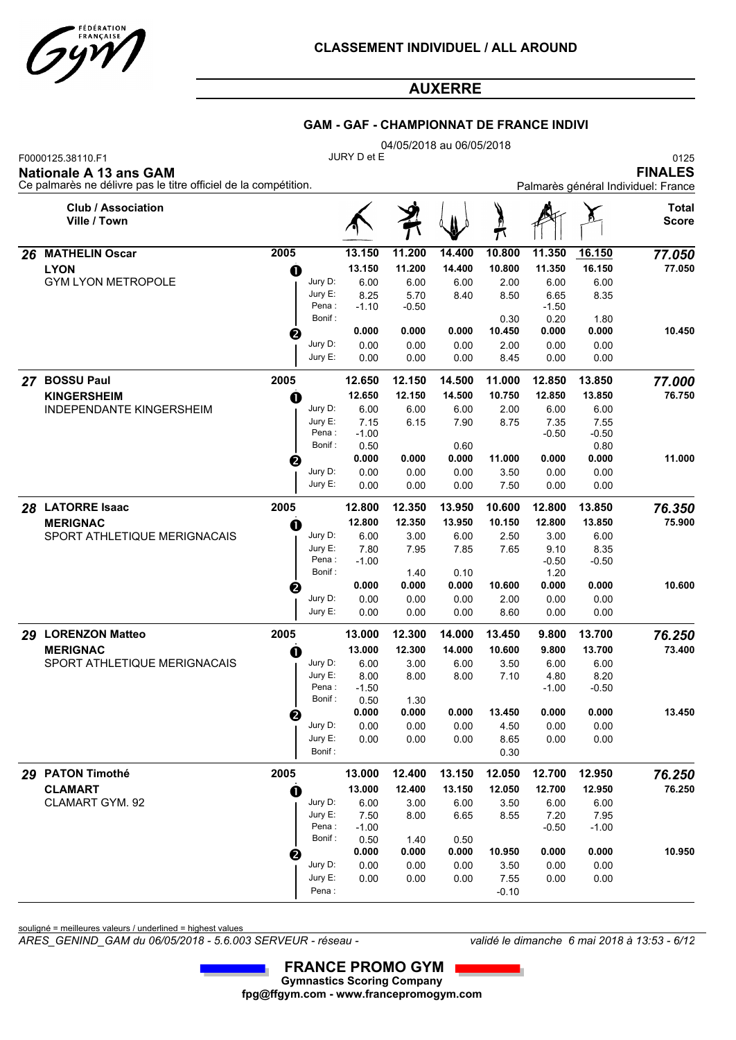# CLASSEMENT INDIVIDUEL / ALL AROUND

## AUXERRE

### GAM - GAF - CHAMPIONNAT DE FRANCE INDIVI

04/05/2018 au 06/05/2018

F0000125.38110.F1 JURY D et E 0125

**Nationale A 13 ans GAM** **FINALES**

Ce palmarès ne délivre pas le titre officiel de la compétition. Palmarès général Individuel: France

| | Club / Association Ville / Town | | | Sol | Arçons | Anneaux | Saut | Parallèles | Fixe | Total Score |
|---|---|---|---|---|---|---|---|---|---|---|
| **26** | **MATHELIN Oscar** | **2005** | | **13.150** | **11.200** | **14.400** | **10.800** | **11.350** | **16.150** | ***77.050*** |
| | **LYON** | 1 | | **13.150** | **11.200** | **14.400** | **10.800** | **11.350** | **16.150** | **77.050** |
| | GYM LYON METROPOLE | | Jury D: | 6.00 | 6.00 | 6.00 | 2.00 | 6.00 | 6.00 | |
| | | | Jury E: | 8.25 | 5.70 | 8.40 | 8.50 | 6.65 | 8.35 | |
| | | | Pena : | -1.10 | -0.50 | | | -1.50 | | |
| | | | Bonif : | | | | 0.30 | 0.20 | 1.80 | |
| | | 2 | | **0.000** | **0.000** | **0.000** | **10.450** | **0.000** | **0.000** | **10.450** |
| | | | Jury D: | 0.00 | 0.00 | 0.00 | 2.00 | 0.00 | 0.00 | |
| | | | Jury E: | 0.00 | 0.00 | 0.00 | 8.45 | 0.00 | 0.00 | |
| **27** | **BOSSU Paul** | **2005** | | **12.650** | **12.150** | **14.500** | **11.000** | **12.850** | **13.850** | ***77.000*** |
| | **KINGERSHEIM** | 1 | | **12.650** | **12.150** | **14.500** | **10.750** | **12.850** | **13.850** | **76.750** |
| | INDEPENDANTE KINGERSHEIM | | Jury D: | 6.00 | 6.00 | 6.00 | 2.00 | 6.00 | 6.00 | |
| | | | Jury E: | 7.15 | 6.15 | 7.90 | 8.75 | 7.35 | 7.55 | |
| | | | Pena : | -1.00 | | | | -0.50 | -0.50 | |
| | | | Bonif : | 0.50 | | 0.60 | | | 0.80 | |
| | | 2 | | **0.000** | **0.000** | **0.000** | **11.000** | **0.000** | **0.000** | **11.000** |
| | | | Jury D: | 0.00 | 0.00 | 0.00 | 3.50 | 0.00 | 0.00 | |
| | | | Jury E: | 0.00 | 0.00 | 0.00 | 7.50 | 0.00 | 0.00 | |
| **28** | **LATORRE Isaac** | **2005** | | **12.800** | **12.350** | **13.950** | **10.600** | **12.800** | **13.850** | ***76.350*** |
| | **MERIGNAC** | 1 | | **12.800** | **12.350** | **13.950** | **10.150** | **12.800** | **13.850** | **75.900** |
| | SPORT ATHLETIQUE MERIGNACAIS | | Jury D: | 6.00 | 3.00 | 6.00 | 2.50 | 3.00 | 6.00 | |
| | | | Jury E: | 7.80 | 7.95 | 7.85 | 7.65 | 9.10 | 8.35 | |
| | | | Pena : | -1.00 | | | | -0.50 | -0.50 | |
| | | | Bonif : | | 1.40 | 0.10 | | 1.20 | | |
| | | 2 | | **0.000** | **0.000** | **0.000** | **10.600** | **0.000** | **0.000** | **10.600** |
| | | | Jury D: | 0.00 | 0.00 | 0.00 | 2.00 | 0.00 | 0.00 | |
| | | | Jury E: | 0.00 | 0.00 | 0.00 | 8.60 | 0.00 | 0.00 | |
| **29** | **LORENZON Matteo** | **2005** | | **13.000** | **12.300** | **14.000** | **13.450** | **9.800** | **13.700** | ***76.250*** |
| | **MERIGNAC** | 1 | | **13.000** | **12.300** | **14.000** | **10.600** | **9.800** | **13.700** | **73.400** |
| | SPORT ATHLETIQUE MERIGNACAIS | | Jury D: | 6.00 | 3.00 | 6.00 | 3.50 | 6.00 | 6.00 | |
| | | | Jury E: | 8.00 | 8.00 | 8.00 | 7.10 | 4.80 | 8.20 | |
| | | | Pena : | -1.50 | | | | -1.00 | -0.50 | |
| | | | Bonif : | 0.50 | 1.30 | | | | | |
| | | 2 | | **0.000** | **0.000** | **0.000** | **13.450** | **0.000** | **0.000** | **13.450** |
| | | | Jury D: | 0.00 | 0.00 | 0.00 | 4.50 | 0.00 | 0.00 | |
| | | | Jury E: | 0.00 | 0.00 | 0.00 | 8.65 | 0.00 | 0.00 | |
| | | | Bonif : | | | | 0.30 | | | |
| **29** | **PATON Timothé** | **2005** | | **13.000** | **12.400** | **13.150** | **12.050** | **12.700** | **12.950** | ***76.250*** |
| | **CLAMART** | 1 | | **13.000** | **12.400** | **13.150** | **12.050** | **12.700** | **12.950** | **76.250** |
| | CLAMART GYM. 92 | | Jury D: | 6.00 | 3.00 | 6.00 | 3.50 | 6.00 | 6.00 | |
| | | | Jury E: | 7.50 | 8.00 | 6.65 | 8.55 | 7.20 | 7.95 | |
| | | | Pena : | -1.00 | | | | -0.50 | -1.00 | |
| | | | Bonif : | 0.50 | 1.40 | 0.50 | | | | |
| | | 2 | | **0.000** | **0.000** | **0.000** | **10.950** | **0.000** | **0.000** | **10.950** |
| | | | Jury D: | 0.00 | 0.00 | 0.00 | 3.50 | 0.00 | 0.00 | |
| | | | Jury E: | 0.00 | 0.00 | 0.00 | 7.55 | 0.00 | 0.00 | |
| | | | Pena : | | | | -0.10 | | | |

souligné = meilleures valeurs / underlined = highest values

*ARES_GENIND_GAM du 06/05/2018 - 5.6.003 SERVEUR - réseau -* *validé le dimanche 6 mai 2018 à 13:53*

**FRANCE PROMO GYM**
**Gymnastics Scoring Company**
**fpg@ffgym.com - www.francepromogym.com**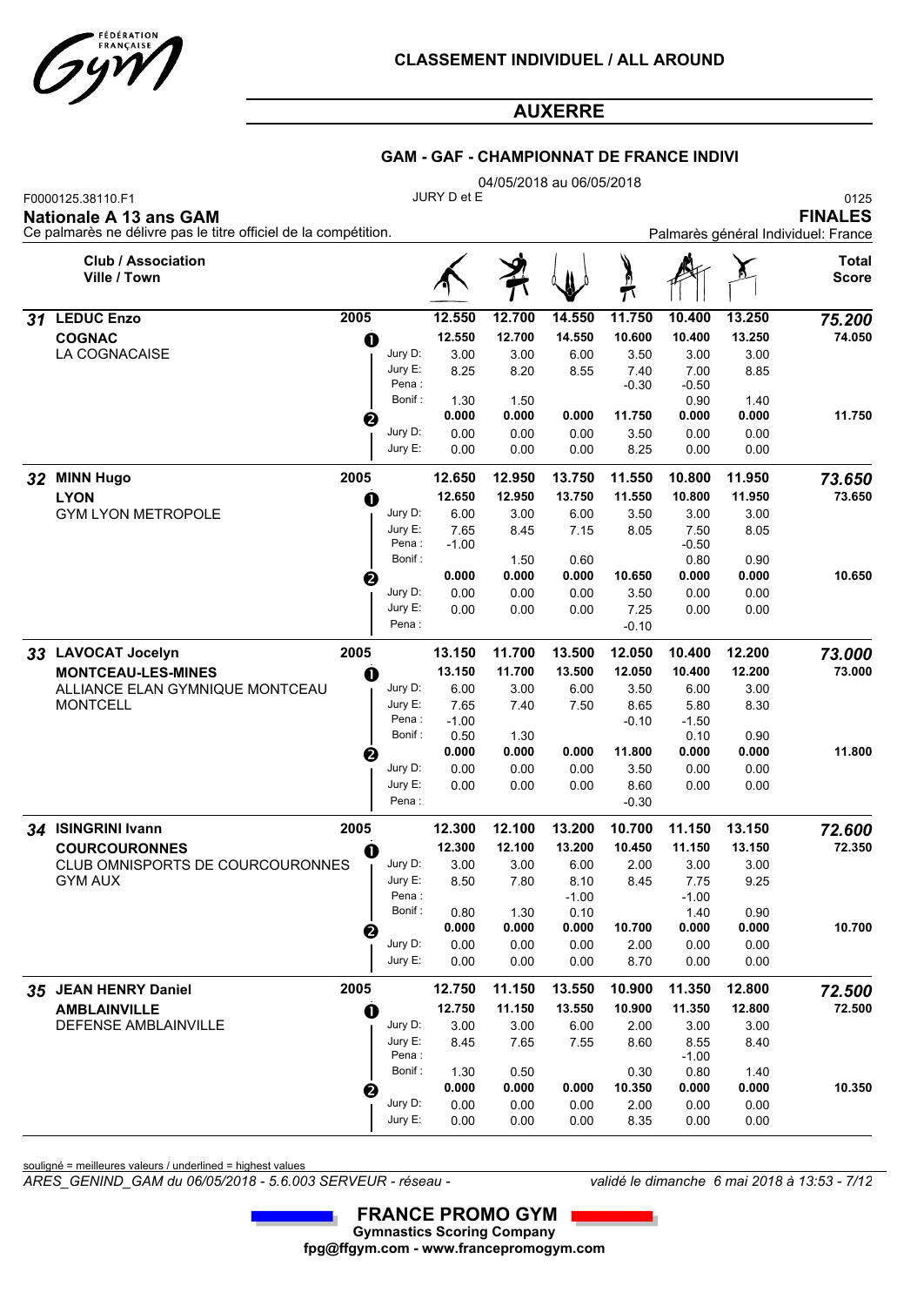# CLASSEMENT INDIVIDUEL / ALL AROUND

## AUXERRE

### GAM - GAF - CHAMPIONNAT DE FRANCE INDIVI

04/05/2018 au 06/05/2018

F0000125.38110.F1 — JURY D et E — 0125

**Nationale A 13 ans GAM** — **FINALES**

Ce palmarès ne délivre pas le titre officiel de la compétition. — Palmarès général Individuel: France

| Rang | Club / Association / Ville / Town | Année | | | Sol | Arçons | Anneaux | Saut | Parallèles | Fixe | Total Score |
|---|---|---|---|---|---|---|---|---|---|---|---|
| 31 | **LEDUC Enzo** | 2005 | | | 12.550 | 12.700 | 14.550 | 11.750 | 10.400 | 13.250 | ***75.200*** |
| | **COGNAC** | | ❶ | | 12.550 | 12.700 | 14.550 | 10.600 | 10.400 | 13.250 | 74.050 |
| | LA COGNACAISE | | | Jury D: | 3.00 | 3.00 | 6.00 | 3.50 | 3.00 | 3.00 | |
| | | | | Jury E: | 8.25 | 8.20 | 8.55 | 7.40 | 7.00 | 8.85 | |
| | | | | Pena : | | | | -0.30 | -0.50 | | |
| | | | | Bonif : | 1.30 | 1.50 | | | 0.90 | 1.40 | |
| | | | ❷ | | 0.000 | 0.000 | 0.000 | 11.750 | 0.000 | 0.000 | 11.750 |
| | | | | Jury D: | 0.00 | 0.00 | 0.00 | 3.50 | 0.00 | 0.00 | |
| | | | | Jury E: | 0.00 | 0.00 | 0.00 | 8.25 | 0.00 | 0.00 | |
| 32 | **MINN Hugo** | 2005 | | | 12.650 | 12.950 | 13.750 | 11.550 | 10.800 | 11.950 | ***73.650*** |
| | **LYON** | | ❶ | | 12.650 | 12.950 | 13.750 | 11.550 | 10.800 | 11.950 | 73.650 |
| | GYM LYON METROPOLE | | | Jury D: | 6.00 | 3.00 | 6.00 | 3.50 | 3.00 | 3.00 | |
| | | | | Jury E: | 7.65 | 8.45 | 7.15 | 8.05 | 7.50 | 8.05 | |
| | | | | Pena : | -1.00 | | | | -0.50 | | |
| | | | | Bonif : | | 1.50 | 0.60 | | 0.80 | 0.90 | |
| | | | ❷ | | 0.000 | 0.000 | 0.000 | 10.650 | 0.000 | 0.000 | 10.650 |
| | | | | Jury D: | 0.00 | 0.00 | 0.00 | 3.50 | 0.00 | 0.00 | |
| | | | | Jury E: | 0.00 | 0.00 | 0.00 | 7.25 | 0.00 | 0.00 | |
| | | | | Pena : | | | | -0.10 | | | |
| 33 | **LAVOCAT Jocelyn** | 2005 | | | 13.150 | 11.700 | 13.500 | 12.050 | 10.400 | 12.200 | ***73.000*** |
| | **MONTCEAU-LES-MINES** | | ❶ | | 13.150 | 11.700 | 13.500 | 12.050 | 10.400 | 12.200 | 73.000 |
| | ALLIANCE ELAN GYMNIQUE MONTCEAU MONTCELL | | | Jury D: | 6.00 | 3.00 | 6.00 | 3.50 | 6.00 | 3.00 | |
| | | | | Jury E: | 7.65 | 7.40 | 7.50 | 8.65 | 5.80 | 8.30 | |
| | | | | Pena : | -1.00 | | | -0.10 | -1.50 | | |
| | | | | Bonif : | 0.50 | 1.30 | | | 0.10 | 0.90 | |
| | | | ❷ | | 0.000 | 0.000 | 0.000 | 11.800 | 0.000 | 0.000 | 11.800 |
| | | | | Jury D: | 0.00 | 0.00 | 0.00 | 3.50 | 0.00 | 0.00 | |
| | | | | Jury E: | 0.00 | 0.00 | 0.00 | 8.60 | 0.00 | 0.00 | |
| | | | | Pena : | | | | -0.30 | | | |
| 34 | **ISINGRINI Ivann** | 2005 | | | 12.300 | 12.100 | 13.200 | 10.700 | 11.150 | 13.150 | ***72.600*** |
| | **COURCOURONNES** | | ❶ | | 12.300 | 12.100 | 13.200 | 10.450 | 11.150 | 13.150 | 72.350 |
| | CLUB OMNISPORTS DE COURCOURONNES GYM AUX | | | Jury D: | 3.00 | 3.00 | 6.00 | 2.00 | 3.00 | 3.00 | |
| | | | | Jury E: | 8.50 | 7.80 | 8.10 | 8.45 | 7.75 | 9.25 | |
| | | | | Pena : | | | -1.00 | | -1.00 | | |
| | | | | Bonif : | 0.80 | 1.30 | 0.10 | | 1.40 | 0.90 | |
| | | | ❷ | | 0.000 | 0.000 | 0.000 | 10.700 | 0.000 | 0.000 | 10.700 |
| | | | | Jury D: | 0.00 | 0.00 | 0.00 | 2.00 | 0.00 | 0.00 | |
| | | | | Jury E: | 0.00 | 0.00 | 0.00 | 8.70 | 0.00 | 0.00 | |
| 35 | **JEAN HENRY Daniel** | 2005 | | | 12.750 | 11.150 | 13.550 | 10.900 | 11.350 | 12.800 | ***72.500*** |
| | **AMBLAINVILLE** | | ❶ | | 12.750 | 11.150 | 13.550 | 10.900 | 11.350 | 12.800 | 72.500 |
| | DEFENSE AMBLAINVILLE | | | Jury D: | 3.00 | 3.00 | 6.00 | 2.00 | 3.00 | 3.00 | |
| | | | | Jury E: | 8.45 | 7.65 | 7.55 | 8.60 | 8.55 | 8.40 | |
| | | | | Pena : | | | | | -1.00 | | |
| | | | | Bonif : | 1.30 | 0.50 | | 0.30 | 0.80 | 1.40 | |
| | | | ❷ | | 0.000 | 0.000 | 0.000 | 10.350 | 0.000 | 0.000 | 10.350 |
| | | | | Jury D: | 0.00 | 0.00 | 0.00 | 2.00 | 0.00 | 0.00 | |
| | | | | Jury E: | 0.00 | 0.00 | 0.00 | 8.35 | 0.00 | 0.00 | |

souligné = meilleures valeurs / underlined = highest values

*ARES_GENIND_GAM du 06/05/2018 - 5.6.003 SERVEUR - réseau -* — *validé le dimanche 6 mai 2018 à 13:53*

**FRANCE PROMO GYM**
**Gymnastics Scoring Company**
**fpg@ffgym.com - www.francepromogym.com**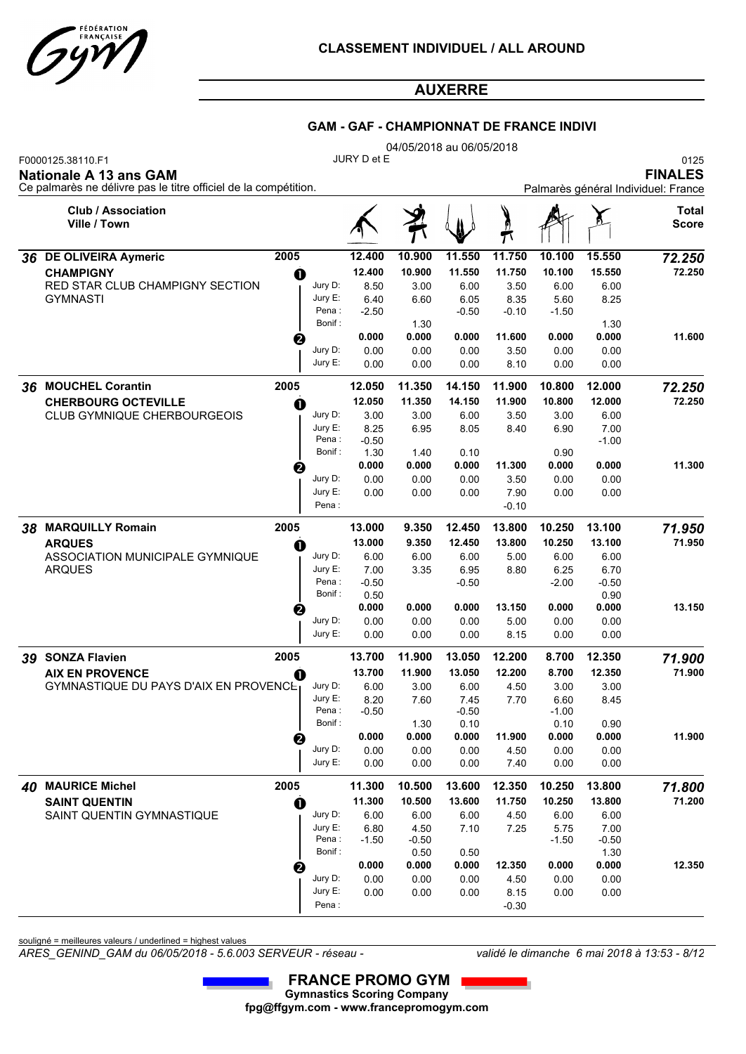# CLASSEMENT INDIVIDUEL / ALL AROUND

## AUXERRE

### GAM - GAF - CHAMPIONNAT DE FRANCE INDIVI

04/05/2018 au 06/05/2018

F0000125.38110.F1 JURY D et E 0125

**Nationale A 13 ans GAM** **FINALES**

Ce palmarès ne délivre pas le titre officiel de la compétition. Palmarès général Individuel: France

| Rang | Club / Association / Ville / Town | Année | | | Sol | Arçons | Anneaux | Saut | Parallèles | Fixe | Total Score |
|---|---|---|---|---|---|---|---|---|---|---|---|
| 36 | **DE OLIVEIRA Aymeric** | 2005 | | | **12.400** | **10.900** | **11.550** | **11.750** | **10.100** | **15.550** | ***72.250*** |
| | **CHAMPIGNY** | | ❶ | | 12.400 | 10.900 | 11.550 | 11.750 | 10.100 | 15.550 | 72.250 |
| | RED STAR CLUB CHAMPIGNY SECTION GYMNASTI | | | Jury D: | 8.50 | 3.00 | 6.00 | 3.50 | 6.00 | 6.00 | |
| | | | | Jury E: | 6.40 | 6.60 | 6.05 | 8.35 | 5.60 | 8.25 | |
| | | | | Pena : | -2.50 | | -0.50 | -0.10 | -1.50 | | |
| | | | | Bonif : | | 1.30 | | | | 1.30 | |
| | | | ❷ | | 0.000 | 0.000 | 0.000 | 11.600 | 0.000 | 0.000 | 11.600 |
| | | | | Jury D: | 0.00 | 0.00 | 0.00 | 3.50 | 0.00 | 0.00 | |
| | | | | Jury E: | 0.00 | 0.00 | 0.00 | 8.10 | 0.00 | 0.00 | |
| 36 | **MOUCHEL Corantin** | 2005 | | | **12.050** | **11.350** | **14.150** | **11.900** | **10.800** | **12.000** | ***72.250*** |
| | **CHERBOURG OCTEVILLE** | | ❶ | | 12.050 | 11.350 | 14.150 | 11.900 | 10.800 | 12.000 | 72.250 |
| | CLUB GYMNIQUE CHERBOURGEOIS | | | Jury D: | 3.00 | 3.00 | 6.00 | 3.50 | 3.00 | 6.00 | |
| | | | | Jury E: | 8.25 | 6.95 | 8.05 | 8.40 | 6.90 | 7.00 | |
| | | | | Pena : | -0.50 | | | | | -1.00 | |
| | | | | Bonif : | 1.30 | 1.40 | 0.10 | | 0.90 | | |
| | | | ❷ | | 0.000 | 0.000 | 0.000 | 11.300 | 0.000 | 0.000 | 11.300 |
| | | | | Jury D: | 0.00 | 0.00 | 0.00 | 3.50 | 0.00 | 0.00 | |
| | | | | Jury E: | 0.00 | 0.00 | 0.00 | 7.90 | 0.00 | 0.00 | |
| | | | | Pena : | | | | -0.10 | | | |
| 38 | **MARQUILLY Romain** | 2005 | | | **13.000** | **9.350** | **12.450** | **13.800** | **10.250** | **13.100** | ***71.950*** |
| | **ARQUES** | | ❶ | | 13.000 | 9.350 | 12.450 | 13.800 | 10.250 | 13.100 | 71.950 |
| | ASSOCIATION MUNICIPALE GYMNIQUE ARQUES | | | Jury D: | 6.00 | 6.00 | 6.00 | 5.00 | 6.00 | 6.00 | |
| | | | | Jury E: | 7.00 | 3.35 | 6.95 | 8.80 | 6.25 | 6.70 | |
| | | | | Pena : | -0.50 | | -0.50 | | -2.00 | -0.50 | |
| | | | | Bonif : | 0.50 | | | | | 0.90 | |
| | | | ❷ | | 0.000 | 0.000 | 0.000 | 13.150 | 0.000 | 0.000 | 13.150 |
| | | | | Jury D: | 0.00 | 0.00 | 0.00 | 5.00 | 0.00 | 0.00 | |
| | | | | Jury E: | 0.00 | 0.00 | 0.00 | 8.15 | 0.00 | 0.00 | |
| 39 | **SONZA Flavien** | 2005 | | | **13.700** | **11.900** | **13.050** | **12.200** | **8.700** | **12.350** | ***71.900*** |
| | **AIX EN PROVENCE** | | ❶ | | 13.700 | 11.900 | 13.050 | 12.200 | 8.700 | 12.350 | 71.900 |
| | GYMNASTIQUE DU PAYS D'AIX EN PROVENCE | | | Jury D: | 6.00 | 3.00 | 6.00 | 4.50 | 3.00 | 3.00 | |
| | | | | Jury E: | 8.20 | 7.60 | 7.45 | 7.70 | 6.60 | 8.45 | |
| | | | | Pena : | -0.50 | | -0.50 | | -1.00 | | |
| | | | | Bonif : | | 1.30 | 0.10 | | 0.10 | 0.90 | |
| | | | ❷ | | 0.000 | 0.000 | 0.000 | 11.900 | 0.000 | 0.000 | 11.900 |
| | | | | Jury D: | 0.00 | 0.00 | 0.00 | 4.50 | 0.00 | 0.00 | |
| | | | | Jury E: | 0.00 | 0.00 | 0.00 | 7.40 | 0.00 | 0.00 | |
| 40 | **MAURICE Michel** | 2005 | | | **11.300** | **10.500** | **13.600** | **12.350** | **10.250** | **13.800** | ***71.800*** |
| | **SAINT QUENTIN** | | ❶ | | 11.300 | 10.500 | 13.600 | 11.750 | 10.250 | 13.800 | 71.200 |
| | SAINT QUENTIN GYMNASTIQUE | | | Jury D: | 6.00 | 6.00 | 6.00 | 4.50 | 6.00 | 6.00 | |
| | | | | Jury E: | 6.80 | 4.50 | 7.10 | 7.25 | 5.75 | 7.00 | |
| | | | | Pena : | -1.50 | -0.50 | | | -1.50 | -0.50 | |
| | | | | Bonif : | | 0.50 | 0.50 | | | 1.30 | |
| | | | ❷ | | 0.000 | 0.000 | 0.000 | 12.350 | 0.000 | 0.000 | 12.350 |
| | | | | Jury D: | 0.00 | 0.00 | 0.00 | 4.50 | 0.00 | 0.00 | |
| | | | | Jury E: | 0.00 | 0.00 | 0.00 | 8.15 | 0.00 | 0.00 | |
| | | | | Pena : | | | | -0.30 | | | |

souligné = meilleures valeurs / underlined = highest values

*ARES_GENIND_GAM du 06/05/2018 - 5.6.003 SERVEUR - réseau -* *validé le dimanche 6 mai 2018 à 13:53*

**FRANCE PROMO GYM**
**Gymnastics Scoring Company**
**fpg@ffgym.com - www.francepromogym.com**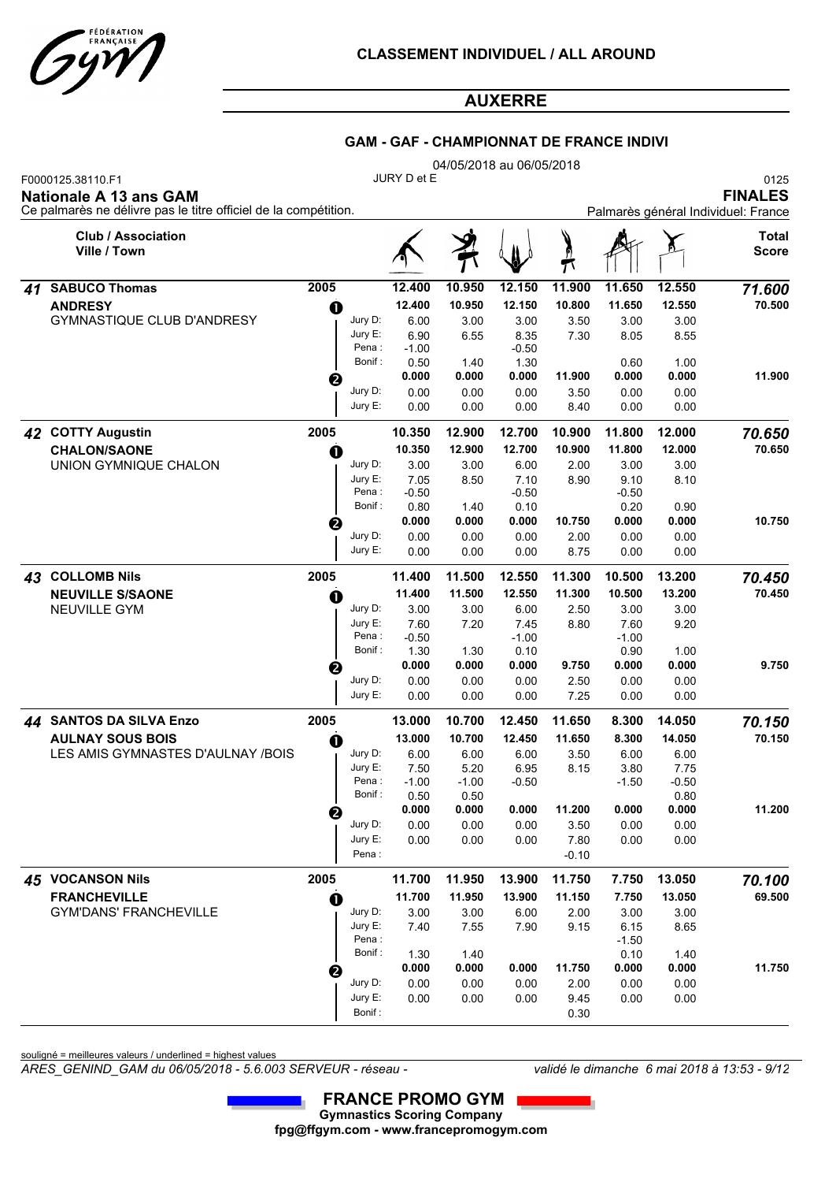# CLASSEMENT INDIVIDUEL / ALL AROUND

## AUXERRE

### GAM - GAF - CHAMPIONNAT DE FRANCE INDIVI

F0000125.38110.F1 — JURY D et E — 04/05/2018 au 06/05/2018 — 0125

**Nationale A 13 ans GAM** — **FINALES**

Ce palmarès ne délivre pas le titre officiel de la compétition. — Palmarès général Individuel: France

| | Club / Association / Ville / Town | | | Sol | Arçons | Anneaux | Saut | Parallèles | Fixe | Total Score |
|---|---|---|---|---|---|---|---|---|---|---|
| **41** | **SABUCO Thomas** | 2005 | | **12.400** | **10.950** | **12.150** | **11.900** | **11.650** | **12.550** | ***71.600*** |
| | **ANDRESY** | ❶ | | **12.400** | **10.950** | **12.150** | **10.800** | **11.650** | **12.550** | **70.500** |
| | GYMNASTIQUE CLUB D'ANDRESY | | Jury D: | 6.00 | 3.00 | 3.00 | 3.50 | 3.00 | 3.00 | |
| | | | Jury E: | 6.90 | 6.55 | 8.35 | 7.30 | 8.05 | 8.55 | |
| | | | Pena : | -1.00 | | -0.50 | | | | |
| | | | Bonif : | 0.50 | 1.40 | 1.30 | | 0.60 | 1.00 | |
| | | ❷ | | **0.000** | **0.000** | **0.000** | **11.900** | **0.000** | **0.000** | **11.900** |
| | | | Jury D: | 0.00 | 0.00 | 0.00 | 3.50 | 0.00 | 0.00 | |
| | | | Jury E: | 0.00 | 0.00 | 0.00 | 8.40 | 0.00 | 0.00 | |
| **42** | **COTTY Augustin** | 2005 | | **10.350** | **12.900** | **12.700** | **10.900** | **11.800** | **12.000** | ***70.650*** |
| | **CHALON/SAONE** | ❶ | | **10.350** | **12.900** | **12.700** | **10.900** | **11.800** | **12.000** | **70.650** |
| | UNION GYMNIQUE CHALON | | Jury D: | 3.00 | 3.00 | 6.00 | 2.00 | 3.00 | 3.00 | |
| | | | Jury E: | 7.05 | 8.50 | 7.10 | 8.90 | 9.10 | 8.10 | |
| | | | Pena : | -0.50 | | -0.50 | | -0.50 | | |
| | | | Bonif : | 0.80 | 1.40 | 0.10 | | 0.20 | 0.90 | |
| | | ❷ | | **0.000** | **0.000** | **0.000** | **10.750** | **0.000** | **0.000** | **10.750** |
| | | | Jury D: | 0.00 | 0.00 | 0.00 | 2.00 | 0.00 | 0.00 | |
| | | | Jury E: | 0.00 | 0.00 | 0.00 | 8.75 | 0.00 | 0.00 | |
| **43** | **COLLOMB Nils** | 2005 | | **11.400** | **11.500** | **12.550** | **11.300** | **10.500** | **13.200** | ***70.450*** |
| | **NEUVILLE S/SAONE** | ❶ | | **11.400** | **11.500** | **12.550** | **11.300** | **10.500** | **13.200** | **70.450** |
| | NEUVILLE GYM | | Jury D: | 3.00 | 3.00 | 6.00 | 2.50 | 3.00 | 3.00 | |
| | | | Jury E: | 7.60 | 7.20 | 7.45 | 8.80 | 7.60 | 9.20 | |
| | | | Pena : | -0.50 | | -1.00 | | -1.00 | | |
| | | | Bonif : | 1.30 | 1.30 | 0.10 | | 0.90 | 1.00 | |
| | | ❷ | | **0.000** | **0.000** | **0.000** | **9.750** | **0.000** | **0.000** | **9.750** |
| | | | Jury D: | 0.00 | 0.00 | 0.00 | 2.50 | 0.00 | 0.00 | |
| | | | Jury E: | 0.00 | 0.00 | 0.00 | 7.25 | 0.00 | 0.00 | |
| **44** | **SANTOS DA SILVA Enzo** | 2005 | | **13.000** | **10.700** | **12.450** | **11.650** | **8.300** | **14.050** | ***70.150*** |
| | **AULNAY SOUS BOIS** | ❶ | | **13.000** | **10.700** | **12.450** | **11.650** | **8.300** | **14.050** | **70.150** |
| | LES AMIS GYMNASTES D'AULNAY /BOIS | | Jury D: | 6.00 | 6.00 | 6.00 | 3.50 | 6.00 | 6.00 | |
| | | | Jury E: | 7.50 | 5.20 | 6.95 | 8.15 | 3.80 | 7.75 | |
| | | | Pena : | -1.00 | -1.00 | -0.50 | | -1.50 | -0.50 | |
| | | | Bonif : | 0.50 | 0.50 | | | | 0.80 | |
| | | ❷ | | **0.000** | **0.000** | **0.000** | **11.200** | **0.000** | **0.000** | **11.200** |
| | | | Jury D: | 0.00 | 0.00 | 0.00 | 3.50 | 0.00 | 0.00 | |
| | | | Jury E: | 0.00 | 0.00 | 0.00 | 7.80 | 0.00 | 0.00 | |
| | | | Pena : | | | | -0.10 | | | |
| **45** | **VOCANSON Nils** | 2005 | | **11.700** | **11.950** | **13.900** | **11.750** | **7.750** | **13.050** | ***70.100*** |
| | **FRANCHEVILLE** | ❶ | | **11.700** | **11.950** | **13.900** | **11.150** | **7.750** | **13.050** | **69.500** |
| | GYM'DANS' FRANCHEVILLE | | Jury D: | 3.00 | 3.00 | 6.00 | 2.00 | 3.00 | 3.00 | |
| | | | Jury E: | 7.40 | 7.55 | 7.90 | 9.15 | 6.15 | 8.65 | |
| | | | Pena : | | | | | -1.50 | | |
| | | | Bonif : | 1.30 | 1.40 | | | 0.10 | 1.40 | |
| | | ❷ | | **0.000** | **0.000** | **0.000** | **11.750** | **0.000** | **0.000** | **11.750** |
| | | | Jury D: | 0.00 | 0.00 | 0.00 | 2.00 | 0.00 | 0.00 | |
| | | | Jury E: | 0.00 | 0.00 | 0.00 | 9.45 | 0.00 | 0.00 | |
| | | | Bonif : | | | | 0.30 | | | |

souligné = meilleures valeurs / underlined = highest values

*ARES_GENIND_GAM du 06/05/2018 - 5.6.003 SERVEUR - réseau -* — *validé le dimanche 6 mai 2018 à 13:53*

**FRANCE PROMO GYM**
**Gymnastics Scoring Company**
**fpg@ffgym.com - www.francepromogym.com**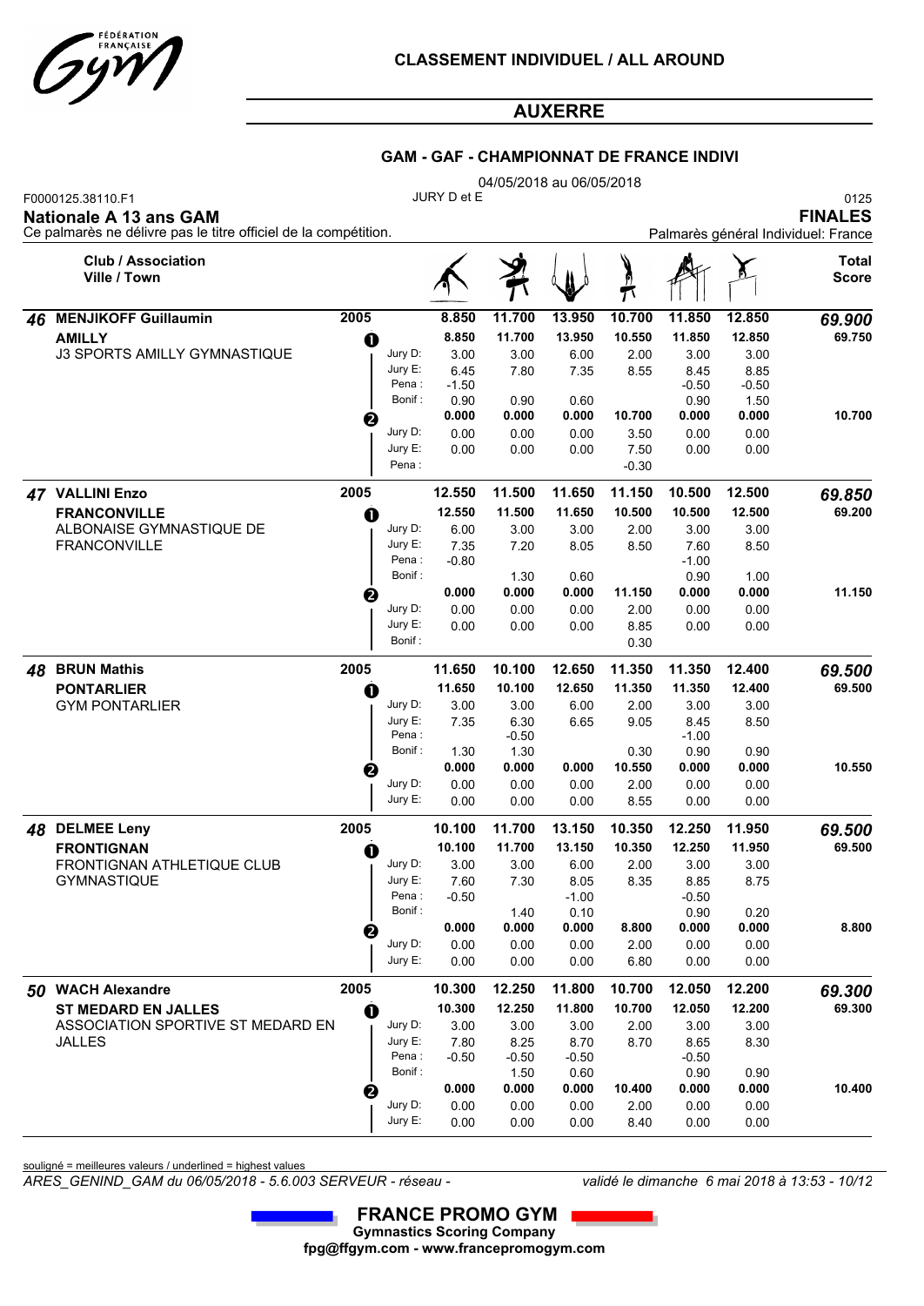# CLASSEMENT INDIVIDUEL / ALL AROUND

## AUXERRE

### GAM - GAF - CHAMPIONNAT DE FRANCE INDIVI

04/05/2018 au 06/05/2018

F0000125.38110.F1 JURY D et E 0125

**Nationale A 13 ans GAM** **FINALES**

Ce palmarès ne délivre pas le titre officiel de la compétition. Palmarès général Individuel: France

| | Club / Association / Ville / Town | | | Sol | Arçons | Anneaux | Saut | Parallèles | Fixe | Total Score |
|---|---|---|---|---|---|---|---|---|---|---|
| **46** | **MENJIKOFF Guillaumin** | 2005 | | 8.850 | 11.700 | 13.950 | 10.700 | 11.850 | 12.850 | ***69.900*** |
| | **AMILLY** | ❶ | | **8.850** | **11.700** | **13.950** | **10.550** | **11.850** | **12.850** | **69.750** |
| | J3 SPORTS AMILLY GYMNASTIQUE | | Jury D: | 3.00 | 3.00 | 6.00 | 2.00 | 3.00 | 3.00 | |
| | | | Jury E: | 6.45 | 7.80 | 7.35 | 8.55 | 8.45 | 8.85 | |
| | | | Pena : | -1.50 | | | | -0.50 | -0.50 | |
| | | | Bonif : | 0.90 | 0.90 | 0.60 | | 0.90 | 1.50 | |
| | | ❷ | | **0.000** | **0.000** | **0.000** | **10.700** | **0.000** | **0.000** | **10.700** |
| | | | Jury D: | 0.00 | 0.00 | 0.00 | 3.50 | 0.00 | 0.00 | |
| | | | Jury E: | 0.00 | 0.00 | 0.00 | 7.50 | 0.00 | 0.00 | |
| | | | Pena : | | | | -0.30 | | | |
| **47** | **VALLINI Enzo** | 2005 | | 12.550 | 11.500 | 11.650 | 11.150 | 10.500 | 12.500 | ***69.850*** |
| | **FRANCONVILLE** | ❶ | | **12.550** | **11.500** | **11.650** | **10.500** | **10.500** | **12.500** | **69.200** |
| | ALBONAISE GYMNASTIQUE DE FRANCONVILLE | | Jury D: | 6.00 | 3.00 | 3.00 | 2.00 | 3.00 | 3.00 | |
| | | | Jury E: | 7.35 | 7.20 | 8.05 | 8.50 | 7.60 | 8.50 | |
| | | | Pena : | -0.80 | | | | -1.00 | | |
| | | | Bonif : | | 1.30 | 0.60 | | 0.90 | 1.00 | |
| | | ❷ | | **0.000** | **0.000** | **0.000** | **11.150** | **0.000** | **0.000** | **11.150** |
| | | | Jury D: | 0.00 | 0.00 | 0.00 | 2.00 | 0.00 | 0.00 | |
| | | | Jury E: | 0.00 | 0.00 | 0.00 | 8.85 | 0.00 | 0.00 | |
| | | | Bonif : | | | | 0.30 | | | |
| **48** | **BRUN Mathis** | 2005 | | 11.650 | 10.100 | 12.650 | 11.350 | 11.350 | 12.400 | ***69.500*** |
| | **PONTARLIER** | ❶ | | **11.650** | **10.100** | **12.650** | **11.350** | **11.350** | **12.400** | **69.500** |
| | GYM PONTARLIER | | Jury D: | 3.00 | 3.00 | 6.00 | 2.00 | 3.00 | 3.00 | |
| | | | Jury E: | 7.35 | 6.30 | 6.65 | 9.05 | 8.45 | 8.50 | |
| | | | Pena : | | -0.50 | | | -1.00 | | |
| | | | Bonif : | 1.30 | 1.30 | | 0.30 | 0.90 | 0.90 | |
| | | ❷ | | **0.000** | **0.000** | **0.000** | **10.550** | **0.000** | **0.000** | **10.550** |
| | | | Jury D: | 0.00 | 0.00 | 0.00 | 2.00 | 0.00 | 0.00 | |
| | | | Jury E: | 0.00 | 0.00 | 0.00 | 8.55 | 0.00 | 0.00 | |
| **48** | **DELMEE Leny** | 2005 | | 10.100 | 11.700 | 13.150 | 10.350 | 12.250 | 11.950 | ***69.500*** |
| | **FRONTIGNAN** | ❶ | | **10.100** | **11.700** | **13.150** | **10.350** | **12.250** | **11.950** | **69.500** |
| | FRONTIGNAN ATHLETIQUE CLUB GYMNASTIQUE | | Jury D: | 3.00 | 3.00 | 6.00 | 2.00 | 3.00 | 3.00 | |
| | | | Jury E: | 7.60 | 7.30 | 8.05 | 8.35 | 8.85 | 8.75 | |
| | | | Pena : | -0.50 | | -1.00 | | -0.50 | | |
| | | | Bonif : | | 1.40 | 0.10 | | 0.90 | 0.20 | |
| | | ❷ | | **0.000** | **0.000** | **0.000** | **8.800** | **0.000** | **0.000** | **8.800** |
| | | | Jury D: | 0.00 | 0.00 | 0.00 | 2.00 | 0.00 | 0.00 | |
| | | | Jury E: | 0.00 | 0.00 | 0.00 | 6.80 | 0.00 | 0.00 | |
| **50** | **WACH Alexandre** | 2005 | | 10.300 | 12.250 | 11.800 | 10.700 | 12.050 | 12.200 | ***69.300*** |
| | **ST MEDARD EN JALLES** | ❶ | | **10.300** | **12.250** | **11.800** | **10.700** | **12.050** | **12.200** | **69.300** |
| | ASSOCIATION SPORTIVE ST MEDARD EN JALLES | | Jury D: | 3.00 | 3.00 | 3.00 | 2.00 | 3.00 | 3.00 | |
| | | | Jury E: | 7.80 | 8.25 | 8.70 | 8.70 | 8.65 | 8.30 | |
| | | | Pena : | -0.50 | -0.50 | -0.50 | | -0.50 | | |
| | | | Bonif : | | 1.50 | 0.60 | | 0.90 | 0.90 | |
| | | ❷ | | **0.000** | **0.000** | **0.000** | **10.400** | **0.000** | **0.000** | **10.400** |
| | | | Jury D: | 0.00 | 0.00 | 0.00 | 2.00 | 0.00 | 0.00 | |
| | | | Jury E: | 0.00 | 0.00 | 0.00 | 8.40 | 0.00 | 0.00 | |

souligné = meilleures valeurs / underlined = highest values

*ARES_GENIND_GAM du 06/05/2018 - 5.6.003 SERVEUR - réseau -* *validé le dimanche 6 mai 2018 à 13:53 - 10/12*

**FRANCE PROMO GYM**
**Gymnastics Scoring Company**
**fpg@ffgym.com - www.francepromogym.com**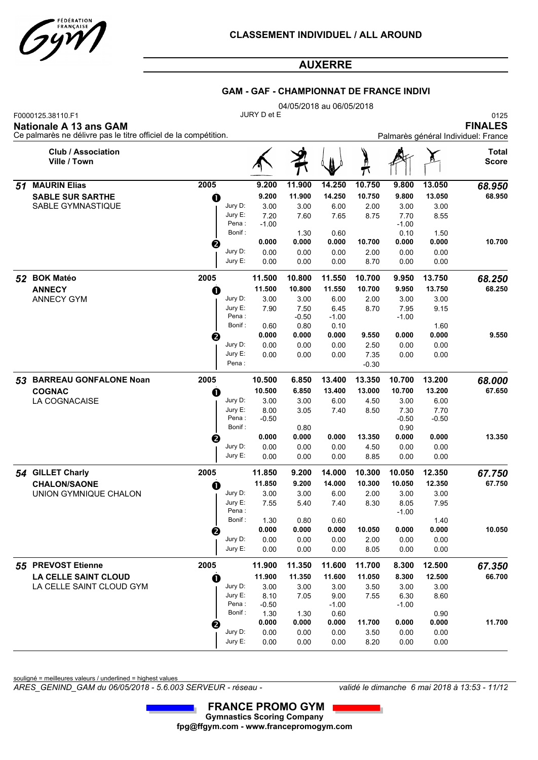**CLASSEMENT INDIVIDUEL / ALL AROUND**

## AUXERRE

### GAM - GAF - CHAMPIONNAT DE FRANCE INDIVI

04/05/2018 au 06/05/2018

F0000125.38110.F1 — JURY D et E — 0125

**Nationale A 13 ans GAM** — **FINALES**

Ce palmarès ne délivre pas le titre officiel de la compétition. — Palmarès général Individuel: France

| Rang | Nom / Club / Association / Ville / Town | Année | | | Sol | Arçons | Anneaux | Saut | Parallèles | Fixe | Total Score |
|---|---|---|---|---|---|---|---|---|---|---|---|
| **51** | **MAURIN Elias** | **2005** | | | **9.200** | **11.900** | **14.250** | **10.750** | **9.800** | **13.050** | ***68.950*** |
| | **SABLE SUR SARTHE** | | ❶ | | **9.200** | **11.900** | **14.250** | **10.750** | **9.800** | **13.050** | **68.950** |
| | SABLE GYMNASTIQUE | | | Jury D: | 3.00 | 3.00 | 6.00 | 2.00 | 3.00 | 3.00 | |
| | | | | Jury E: | 7.20 | 7.60 | 7.65 | 8.75 | 7.70 | 8.55 | |
| | | | | Pena : | -1.00 | | | | -1.00 | | |
| | | | | Bonif : | | 1.30 | 0.60 | | 0.10 | 1.50 | |
| | | | ❷ | | **0.000** | **0.000** | **0.000** | **10.700** | **0.000** | **0.000** | **10.700** |
| | | | | Jury D: | 0.00 | 0.00 | 0.00 | 2.00 | 0.00 | 0.00 | |
| | | | | Jury E: | 0.00 | 0.00 | 0.00 | 8.70 | 0.00 | 0.00 | |
| **52** | **BOK Matéo** | **2005** | | | **11.500** | **10.800** | **11.550** | **10.700** | **9.950** | **13.750** | ***68.250*** |
| | **ANNECY** | | ❶ | | **11.500** | **10.800** | **11.550** | **10.700** | **9.950** | **13.750** | **68.250** |
| | ANNECY GYM | | | Jury D: | 3.00 | 3.00 | 6.00 | 2.00 | 3.00 | 3.00 | |
| | | | | Jury E: | 7.90 | 7.50 | 6.45 | 8.70 | 7.95 | 9.15 | |
| | | | | Pena : | | -0.50 | -1.00 | | -1.00 | | |
| | | | | Bonif : | 0.60 | 0.80 | 0.10 | | | 1.60 | |
| | | | ❷ | | **0.000** | **0.000** | **0.000** | **9.550** | **0.000** | **0.000** | **9.550** |
| | | | | Jury D: | 0.00 | 0.00 | 0.00 | 2.50 | 0.00 | 0.00 | |
| | | | | Jury E: | 0.00 | 0.00 | 0.00 | 7.35 | 0.00 | 0.00 | |
| | | | | Pena : | | | | -0.30 | | | |
| **53** | **BARREAU GONFALONE Noan** | **2005** | | | **10.500** | **6.850** | **13.400** | **13.350** | **10.700** | **13.200** | ***68.000*** |
| | **COGNAC** | | ❶ | | **10.500** | **6.850** | **13.400** | **13.000** | **10.700** | **13.200** | **67.650** |
| | LA COGNACAISE | | | Jury D: | 3.00 | 3.00 | 6.00 | 4.50 | 3.00 | 6.00 | |
| | | | | Jury E: | 8.00 | 3.05 | 7.40 | 8.50 | 7.30 | 7.70 | |
| | | | | Pena : | -0.50 | | | | -0.50 | -0.50 | |
| | | | | Bonif : | | 0.80 | | | 0.90 | | |
| | | | ❷ | | **0.000** | **0.000** | **0.000** | **13.350** | **0.000** | **0.000** | **13.350** |
| | | | | Jury D: | 0.00 | 0.00 | 0.00 | 4.50 | 0.00 | 0.00 | |
| | | | | Jury E: | 0.00 | 0.00 | 0.00 | 8.85 | 0.00 | 0.00 | |
| **54** | **GILLET Charly** | **2005** | | | **11.850** | **9.200** | **14.000** | **10.300** | **10.050** | **12.350** | ***67.750*** |
| | **CHALON/SAONE** | | ❶ | | **11.850** | **9.200** | **14.000** | **10.300** | **10.050** | **12.350** | **67.750** |
| | UNION GYMNIQUE CHALON | | | Jury D: | 3.00 | 3.00 | 6.00 | 2.00 | 3.00 | 3.00 | |
| | | | | Jury E: | 7.55 | 5.40 | 7.40 | 8.30 | 8.05 | 7.95 | |
| | | | | Pena : | | | | | -1.00 | | |
| | | | | Bonif : | 1.30 | 0.80 | 0.60 | | | 1.40 | |
| | | | ❷ | | **0.000** | **0.000** | **0.000** | **10.050** | **0.000** | **0.000** | **10.050** |
| | | | | Jury D: | 0.00 | 0.00 | 0.00 | 2.00 | 0.00 | 0.00 | |
| | | | | Jury E: | 0.00 | 0.00 | 0.00 | 8.05 | 0.00 | 0.00 | |
| **55** | **PREVOST Etienne** | **2005** | | | **11.900** | **11.350** | **11.600** | **11.700** | **8.300** | **12.500** | ***67.350*** |
| | **LA CELLE SAINT CLOUD** | | ❶ | | **11.900** | **11.350** | **11.600** | **11.050** | **8.300** | **12.500** | **66.700** |
| | LA CELLE SAINT CLOUD GYM | | | Jury D: | 3.00 | 3.00 | 3.00 | 3.50 | 3.00 | 3.00 | |
| | | | | Jury E: | 8.10 | 7.05 | 9.00 | 7.55 | 6.30 | 8.60 | |
| | | | | Pena : | -0.50 | | -1.00 | | -1.00 | | |
| | | | | Bonif : | 1.30 | 1.30 | 0.60 | | | 0.90 | |
| | | | ❷ | | **0.000** | **0.000** | **0.000** | **11.700** | **0.000** | **0.000** | **11.700** |
| | | | | Jury D: | 0.00 | 0.00 | 0.00 | 3.50 | 0.00 | 0.00 | |
| | | | | Jury E: | 0.00 | 0.00 | 0.00 | 8.20 | 0.00 | 0.00 | |

souligné = meilleures valeurs / underlined = highest values

*ARES_GENIND_GAM du 06/05/2018 - 5.6.003 SERVEUR - réseau -* *validé le dimanche 6 mai 2018 à 13:53*

**FRANCE PROMO GYM**
**Gymnastics Scoring Company**
**fpg@ffgym.com - www.francepromogym.com**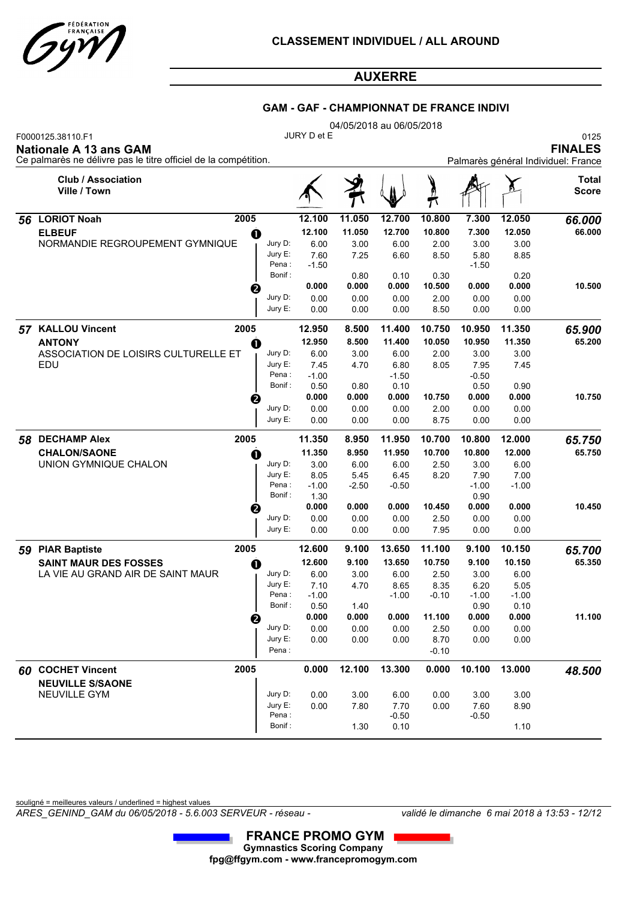**CLASSEMENT INDIVIDUEL / ALL AROUND**

## AUXERRE

### GAM - GAF - CHAMPIONNAT DE FRANCE INDIVI

04/05/2018 au 06/05/2018

F0000125.38110.F1 — JURY D et E — 0125

**Nationale A 13 ans GAM** — **FINALES**

Ce palmarès ne délivre pas le titre officiel de la compétition. — Palmarès général Individuel: France

| Rang | Club / Association / Ville / Town | Année | | Sol | Arçons | Anneaux | Saut | Parallèles | Fixe | Total Score |
|---|---|---|---|---|---|---|---|---|---|---|
| 56 | **LORIOT Noah** | 2005 | | 12.100 | 11.050 | 12.700 | 10.800 | 7.300 | 12.050 | ***66.000*** |
| | **ELBEUF** | ❶ | | **12.100** | **11.050** | **12.700** | **10.800** | **7.300** | **12.050** | **66.000** |
| | NORMANDIE REGROUPEMENT GYMNIQUE | | Jury D: | 6.00 | 3.00 | 6.00 | 2.00 | 3.00 | 3.00 | |
| | | | Jury E: | 7.60 | 7.25 | 6.60 | 8.50 | 5.80 | 8.85 | |
| | | | Pena : | -1.50 | | | | -1.50 | | |
| | | | Bonif : | | 0.80 | 0.10 | 0.30 | | 0.20 | |
| | | ❷ | | **0.000** | **0.000** | **0.000** | **10.500** | **0.000** | **0.000** | **10.500** |
| | | | Jury D: | 0.00 | 0.00 | 0.00 | 2.00 | 0.00 | 0.00 | |
| | | | Jury E: | 0.00 | 0.00 | 0.00 | 8.50 | 0.00 | 0.00 | |
| 57 | **KALLOU Vincent** | 2005 | | 12.950 | 8.500 | 11.400 | 10.750 | 10.950 | 11.350 | ***65.900*** |
| | **ANTONY** | ❶ | | **12.950** | **8.500** | **11.400** | **10.050** | **10.950** | **11.350** | **65.200** |
| | ASSOCIATION DE LOISIRS CULTURELLE ET EDU | | Jury D: | 6.00 | 3.00 | 6.00 | 2.00 | 3.00 | 3.00 | |
| | | | Jury E: | 7.45 | 4.70 | 6.80 | 8.05 | 7.95 | 7.45 | |
| | | | Pena : | -1.00 | | -1.50 | | -0.50 | | |
| | | | Bonif : | 0.50 | 0.80 | 0.10 | | 0.50 | 0.90 | |
| | | ❷ | | **0.000** | **0.000** | **0.000** | **10.750** | **0.000** | **0.000** | **10.750** |
| | | | Jury D: | 0.00 | 0.00 | 0.00 | 2.00 | 0.00 | 0.00 | |
| | | | Jury E: | 0.00 | 0.00 | 0.00 | 8.75 | 0.00 | 0.00 | |
| 58 | **DECHAMP Alex** | 2005 | | 11.350 | 8.950 | 11.950 | 10.700 | 10.800 | 12.000 | ***65.750*** |
| | **CHALON/SAONE** | ❶ | | **11.350** | **8.950** | **11.950** | **10.700** | **10.800** | **12.000** | **65.750** |
| | UNION GYMNIQUE CHALON | | Jury D: | 3.00 | 6.00 | 6.00 | 2.50 | 3.00 | 6.00 | |
| | | | Jury E: | 8.05 | 5.45 | 6.45 | 8.20 | 7.90 | 7.00 | |
| | | | Pena : | -1.00 | -2.50 | -0.50 | | -1.00 | -1.00 | |
| | | | Bonif : | 1.30 | | | | 0.90 | | |
| | | ❷ | | **0.000** | **0.000** | **0.000** | **10.450** | **0.000** | **0.000** | **10.450** |
| | | | Jury D: | 0.00 | 0.00 | 0.00 | 2.50 | 0.00 | 0.00 | |
| | | | Jury E: | 0.00 | 0.00 | 0.00 | 7.95 | 0.00 | 0.00 | |
| 59 | **PIAR Baptiste** | 2005 | | 12.600 | 9.100 | 13.650 | 11.100 | 9.100 | 10.150 | ***65.700*** |
| | **SAINT MAUR DES FOSSES** | ❶ | | **12.600** | **9.100** | **13.650** | **10.750** | **9.100** | **10.150** | **65.350** |
| | LA VIE AU GRAND AIR DE SAINT MAUR | | Jury D: | 6.00 | 3.00 | 6.00 | 2.50 | 3.00 | 6.00 | |
| | | | Jury E: | 7.10 | 4.70 | 8.65 | 8.35 | 6.20 | 5.05 | |
| | | | Pena : | -1.00 | | -1.00 | -0.10 | -1.00 | -1.00 | |
| | | | Bonif : | 0.50 | 1.40 | | | 0.90 | 0.10 | |
| | | ❷ | | **0.000** | **0.000** | **0.000** | **11.100** | **0.000** | **0.000** | **11.100** |
| | | | Jury D: | 0.00 | 0.00 | 0.00 | 2.50 | 0.00 | 0.00 | |
| | | | Jury E: | 0.00 | 0.00 | 0.00 | 8.70 | 0.00 | 0.00 | |
| | | | Pena : | | | | -0.10 | | | |
| 60 | **COCHET Vincent** | 2005 | | 0.000 | 12.100 | 13.300 | 0.000 | 10.100 | 13.000 | ***48.500*** |
| | **NEUVILLE S/SAONE** | | | | | | | | | |
| | NEUVILLE GYM | | Jury D: | 0.00 | 3.00 | 6.00 | 0.00 | 3.00 | 3.00 | |
| | | | Jury E: | 0.00 | 7.80 | 7.70 | 0.00 | 7.60 | 8.90 | |
| | | | Pena : | | | -0.50 | | -0.50 | | |
| | | | Bonif : | | 1.30 | 0.10 | | | 1.10 | |

souligné = meilleures valeurs / underlined = highest values

*ARES_GENIND_GAM du 06/05/2018 - 5.6.003 SERVEUR - réseau -* — *validé le dimanche 6 mai 2018 à 13:53*

**FRANCE PROMO GYM**
**Gymnastics Scoring Company**
**fpg@ffgym.com - www.francepromogym.com**